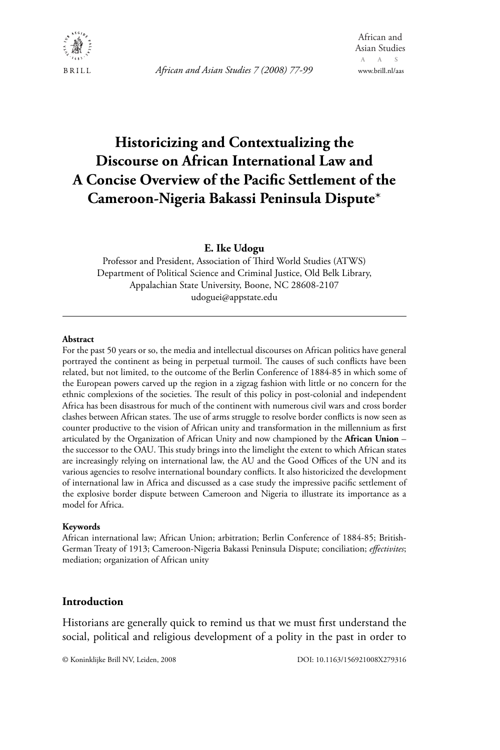# Historicizing and Contextualizing the Discourse on African International Law and A Concise Overview of the Pacific Settlement of the Cameroon-Nigeria Bakassi Peninsula Dispute*

**E. Ike Udogu**

Professor and President, Association of Third World Studies (ATWS)
Department of Political Science and Criminal Justice, Old Belk Library, Appalachian State University, Boone, NC 28608-2107
udoguei@appstate.edu

---

**Abstract**

For the past 50 years or so, the media and intellectual discourses on African politics have general portrayed the continent as being in perpetual turmoil. The causes of such conflicts have been related, but not limited, to the outcome of the Berlin Conference of 1884-85 in which some of the European powers carved up the region in a zigzag fashion with little or no concern for the ethnic complexions of the societies. The result of this policy in post-colonial and independent Africa has been disastrous for much of the continent with numerous civil wars and cross border clashes between African states. The use of arms struggle to resolve border conflicts is now seen as counter productive to the vision of African unity and transformation in the millennium as first articulated by the Organization of African Unity and now championed by the **African Union** – the successor to the OAU. This study brings into the limelight the extent to which African states are increasingly relying on international law, the AU and the Good Offices of the UN and its various agencies to resolve international boundary conflicts. It also historicized the development of international law in Africa and discussed as a case study the impressive pacific settlement of the explosive border dispute between Cameroon and Nigeria to illustrate its importance as a model for Africa.

**Keywords**

African international law; African Union; arbitration; Berlin Conference of 1884-85; British-German Treaty of 1913; Cameroon-Nigeria Bakassi Peninsula Dispute; conciliation; *effectivites*; mediation; organization of African unity

## Introduction

Historians are generally quick to remind us that we must first understand the social, political and religious development of a polity in the past in order to

© Koninklijke Brill NV, Leiden, 2008 DOI: 10.1163/156921008X279316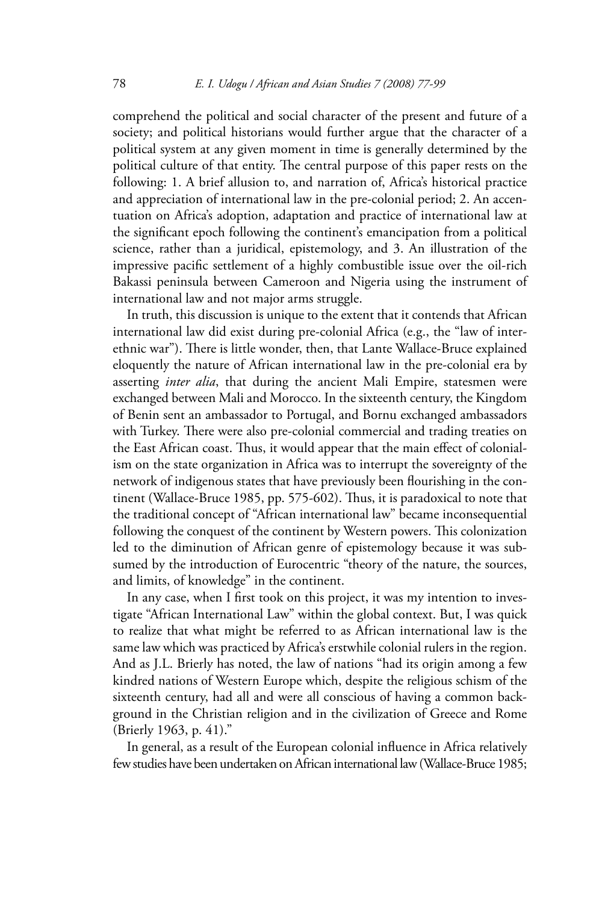comprehend the political and social character of the present and future of a society; and political historians would further argue that the character of a political system at any given moment in time is generally determined by the political culture of that entity. The central purpose of this paper rests on the following: 1. A brief allusion to, and narration of, Africa's historical practice and appreciation of international law in the pre-colonial period; 2. An accentuation on Africa's adoption, adaptation and practice of international law at the significant epoch following the continent's emancipation from a political science, rather than a juridical, epistemology, and 3. An illustration of the impressive pacific settlement of a highly combustible issue over the oil-rich Bakassi peninsula between Cameroon and Nigeria using the instrument of international law and not major arms struggle.

In truth, this discussion is unique to the extent that it contends that African international law did exist during pre-colonial Africa (e.g., the "law of inter-ethnic war"). There is little wonder, then, that Lante Wallace-Bruce explained eloquently the nature of African international law in the pre-colonial era by asserting *inter alia*, that during the ancient Mali Empire, statesmen were exchanged between Mali and Morocco. In the sixteenth century, the Kingdom of Benin sent an ambassador to Portugal, and Bornu exchanged ambassadors with Turkey. There were also pre-colonial commercial and trading treaties on the East African coast. Thus, it would appear that the main effect of colonialism on the state organization in Africa was to interrupt the sovereignty of the network of indigenous states that have previously been flourishing in the continent (Wallace-Bruce 1985, pp. 575-602). Thus, it is paradoxical to note that the traditional concept of "African international law" became inconsequential following the conquest of the continent by Western powers. This colonization led to the diminution of African genre of epistemology because it was subsumed by the introduction of Eurocentric "theory of the nature, the sources, and limits, of knowledge" in the continent.

In any case, when I first took on this project, it was my intention to investigate "African International Law" within the global context. But, I was quick to realize that what might be referred to as African international law is the same law which was practiced by Africa's erstwhile colonial rulers in the region. And as J.L. Brierly has noted, the law of nations "had its origin among a few kindred nations of Western Europe which, despite the religious schism of the sixteenth century, had all and were all conscious of having a common background in the Christian religion and in the civilization of Greece and Rome (Brierly 1963, p. 41)."

In general, as a result of the European colonial influence in Africa relatively few studies have been undertaken on African international law (Wallace-Bruce 1985;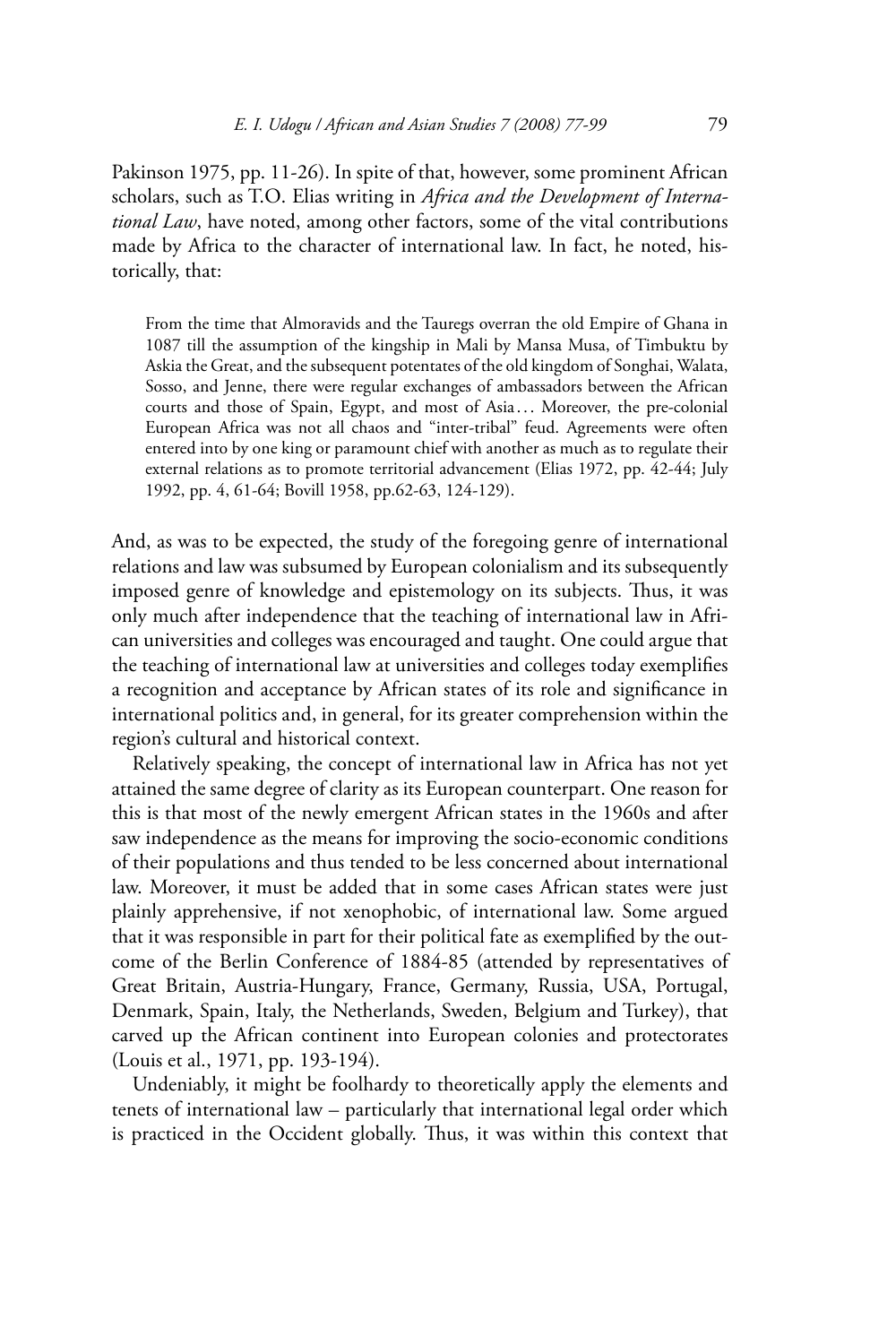Pakinson 1975, pp. 11-26). In spite of that, however, some prominent African scholars, such as T.O. Elias writing in *Africa and the Development of International Law*, have noted, among other factors, some of the vital contributions made by Africa to the character of international law. In fact, he noted, historically, that:

> From the time that Almoravids and the Tauregs overran the old Empire of Ghana in 1087 till the assumption of the kingship in Mali by Mansa Musa, of Timbuktu by Askia the Great, and the subsequent potentates of the old kingdom of Songhai, Walata, Sosso, and Jenne, there were regular exchanges of ambassadors between the African courts and those of Spain, Egypt, and most of Asia... Moreover, the pre-colonial European Africa was not all chaos and "inter-tribal" feud. Agreements were often entered into by one king or paramount chief with another as much as to regulate their external relations as to promote territorial advancement (Elias 1972, pp. 42-44; July 1992, pp. 4, 61-64; Bovill 1958, pp.62-63, 124-129).

And, as was to be expected, the study of the foregoing genre of international relations and law was subsumed by European colonialism and its subsequently imposed genre of knowledge and epistemology on its subjects. Thus, it was only much after independence that the teaching of international law in African universities and colleges was encouraged and taught. One could argue that the teaching of international law at universities and colleges today exemplifies a recognition and acceptance by African states of its role and significance in international politics and, in general, for its greater comprehension within the region's cultural and historical context.

Relatively speaking, the concept of international law in Africa has not yet attained the same degree of clarity as its European counterpart. One reason for this is that most of the newly emergent African states in the 1960s and after saw independence as the means for improving the socio-economic conditions of their populations and thus tended to be less concerned about international law. Moreover, it must be added that in some cases African states were just plainly apprehensive, if not xenophobic, of international law. Some argued that it was responsible in part for their political fate as exemplified by the outcome of the Berlin Conference of 1884-85 (attended by representatives of Great Britain, Austria-Hungary, France, Germany, Russia, USA, Portugal, Denmark, Spain, Italy, the Netherlands, Sweden, Belgium and Turkey), that carved up the African continent into European colonies and protectorates (Louis et al., 1971, pp. 193-194).

Undeniably, it might be foolhardy to theoretically apply the elements and tenets of international law – particularly that international legal order which is practiced in the Occident globally. Thus, it was within this context that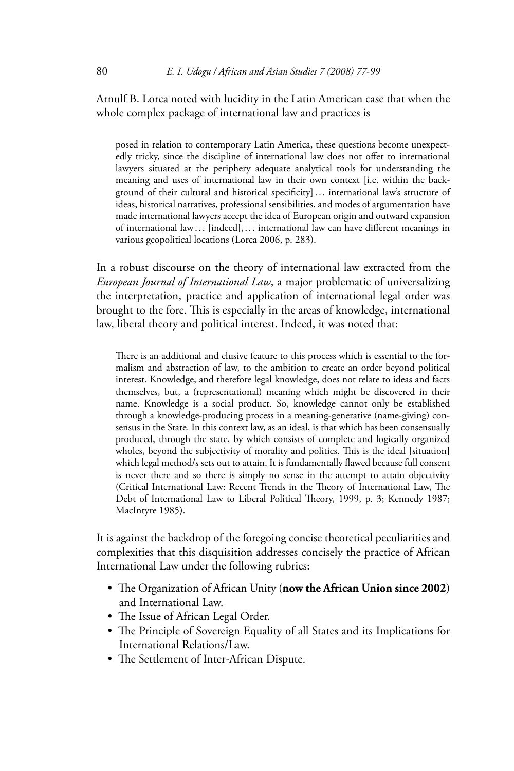Arnulf B. Lorca noted with lucidity in the Latin American case that when the whole complex package of international law and practices is

> posed in relation to contemporary Latin America, these questions become unexpectedly tricky, since the discipline of international law does not offer to international lawyers situated at the periphery adequate analytical tools for understanding the meaning and uses of international law in their own context [i.e. within the background of their cultural and historical specificity] … international law's structure of ideas, historical narratives, professional sensibilities, and modes of argumentation have made international lawyers accept the idea of European origin and outward expansion of international law … [indeed], … international law can have different meanings in various geopolitical locations (Lorca 2006, p. 283).

In a robust discourse on the theory of international law extracted from the *European Journal of International Law*, a major problematic of universalizing the interpretation, practice and application of international legal order was brought to the fore. This is especially in the areas of knowledge, international law, liberal theory and political interest. Indeed, it was noted that:

> There is an additional and elusive feature to this process which is essential to the formalism and abstraction of law, to the ambition to create an order beyond political interest. Knowledge, and therefore legal knowledge, does not relate to ideas and facts themselves, but, a (representational) meaning which might be discovered in their name. Knowledge is a social product. So, knowledge cannot only be established through a knowledge-producing process in a meaning-generative (name-giving) consensus in the State. In this context law, as an ideal, is that which has been consensually produced, through the state, by which consists of complete and logically organized wholes, beyond the subjectivity of morality and politics. This is the ideal [situation] which legal method/s sets out to attain. It is fundamentally flawed because full consent is never there and so there is simply no sense in the attempt to attain objectivity (Critical International Law: Recent Trends in the Theory of International Law, The Debt of International Law to Liberal Political Theory, 1999, p. 3; Kennedy 1987; MacIntyre 1985).

It is against the backdrop of the foregoing concise theoretical peculiarities and complexities that this disquisition addresses concisely the practice of African International Law under the following rubrics:

- The Organization of African Unity (**now the African Union since 2002**) and International Law.
- The Issue of African Legal Order.
- The Principle of Sovereign Equality of all States and its Implications for International Relations/Law.
- The Settlement of Inter-African Dispute.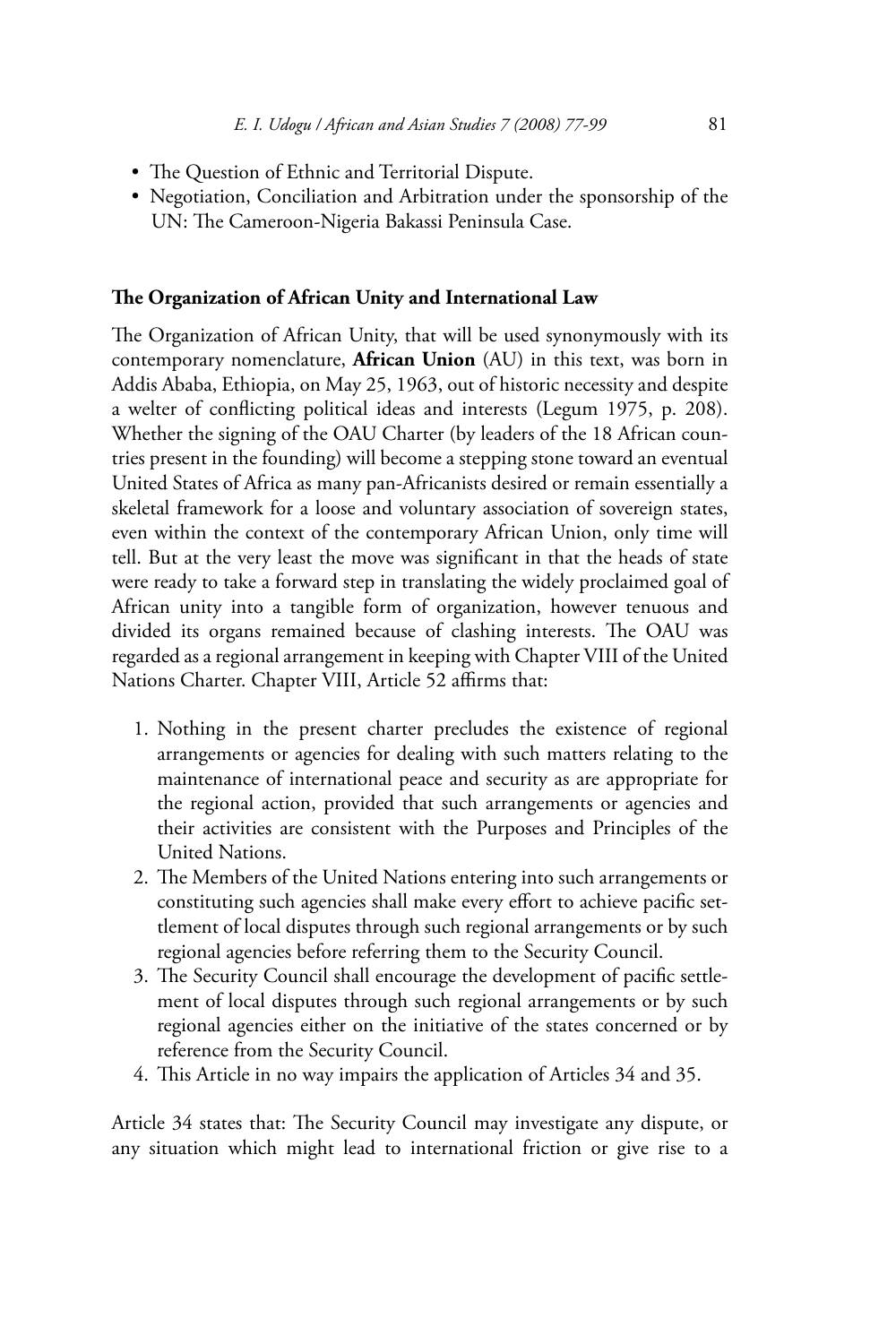- The Question of Ethnic and Territorial Dispute.
- Negotiation, Conciliation and Arbitration under the sponsorship of the UN: The Cameroon-Nigeria Bakassi Peninsula Case.

## The Organization of African Unity and International Law

The Organization of African Unity, that will be used synonymously with its contemporary nomenclature, **African Union** (AU) in this text, was born in Addis Ababa, Ethiopia, on May 25, 1963, out of historic necessity and despite a welter of conflicting political ideas and interests (Legum 1975, p. 208). Whether the signing of the OAU Charter (by leaders of the 18 African countries present in the founding) will become a stepping stone toward an eventual United States of Africa as many pan-Africanists desired or remain essentially a skeletal framework for a loose and voluntary association of sovereign states, even within the context of the contemporary African Union, only time will tell. But at the very least the move was significant in that the heads of state were ready to take a forward step in translating the widely proclaimed goal of African unity into a tangible form of organization, however tenuous and divided its organs remained because of clashing interests. The OAU was regarded as a regional arrangement in keeping with Chapter VIII of the United Nations Charter. Chapter VIII, Article 52 affirms that:

1. Nothing in the present charter precludes the existence of regional arrangements or agencies for dealing with such matters relating to the maintenance of international peace and security as are appropriate for the regional action, provided that such arrangements or agencies and their activities are consistent with the Purposes and Principles of the United Nations.
2. The Members of the United Nations entering into such arrangements or constituting such agencies shall make every effort to achieve pacific settlement of local disputes through such regional arrangements or by such regional agencies before referring them to the Security Council.
3. The Security Council shall encourage the development of pacific settlement of local disputes through such regional arrangements or by such regional agencies either on the initiative of the states concerned or by reference from the Security Council.
4. This Article in no way impairs the application of Articles 34 and 35.

Article 34 states that: The Security Council may investigate any dispute, or any situation which might lead to international friction or give rise to a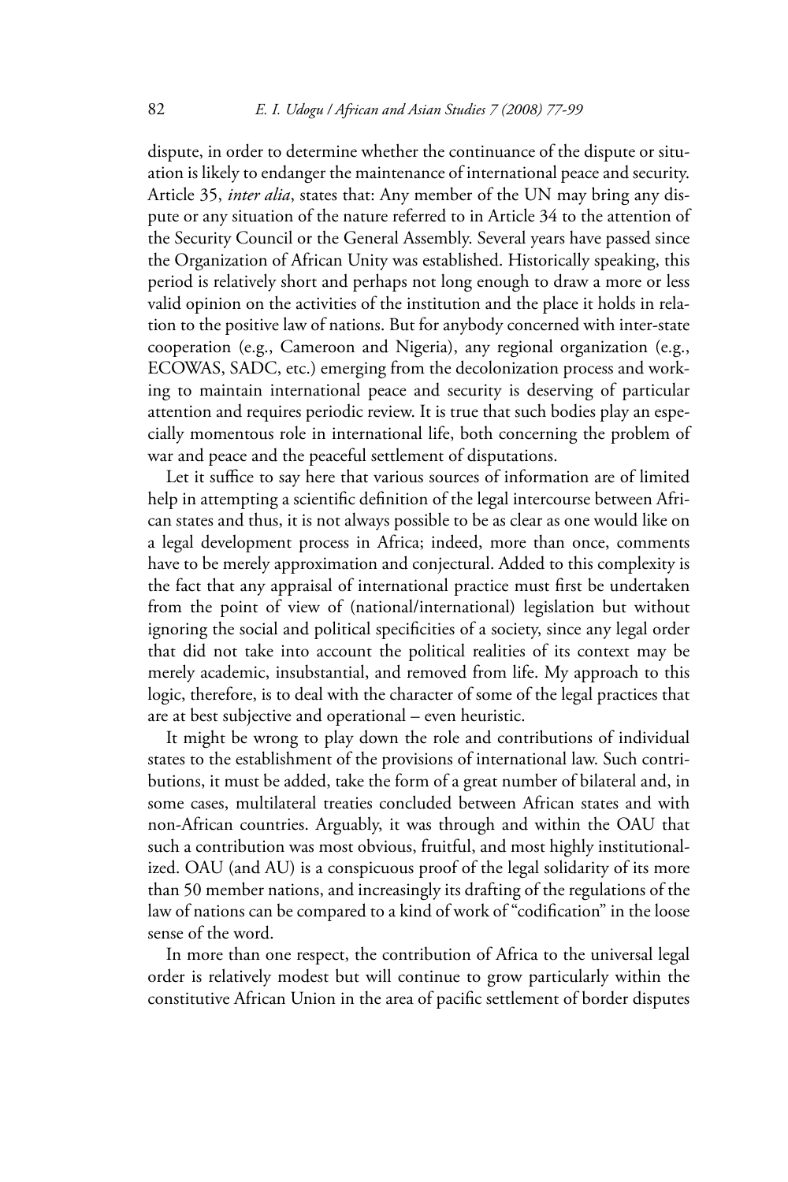dispute, in order to determine whether the continuance of the dispute or situation is likely to endanger the maintenance of international peace and security. Article 35, *inter alia*, states that: Any member of the UN may bring any dispute or any situation of the nature referred to in Article 34 to the attention of the Security Council or the General Assembly. Several years have passed since the Organization of African Unity was established. Historically speaking, this period is relatively short and perhaps not long enough to draw a more or less valid opinion on the activities of the institution and the place it holds in relation to the positive law of nations. But for anybody concerned with inter-state cooperation (e.g., Cameroon and Nigeria), any regional organization (e.g., ECOWAS, SADC, etc.) emerging from the decolonization process and working to maintain international peace and security is deserving of particular attention and requires periodic review. It is true that such bodies play an especially momentous role in international life, both concerning the problem of war and peace and the peaceful settlement of disputations.

Let it suffice to say here that various sources of information are of limited help in attempting a scientific definition of the legal intercourse between African states and thus, it is not always possible to be as clear as one would like on a legal development process in Africa; indeed, more than once, comments have to be merely approximation and conjectural. Added to this complexity is the fact that any appraisal of international practice must first be undertaken from the point of view of (national/international) legislation but without ignoring the social and political specificities of a society, since any legal order that did not take into account the political realities of its context may be merely academic, insubstantial, and removed from life. My approach to this logic, therefore, is to deal with the character of some of the legal practices that are at best subjective and operational – even heuristic.

It might be wrong to play down the role and contributions of individual states to the establishment of the provisions of international law. Such contributions, it must be added, take the form of a great number of bilateral and, in some cases, multilateral treaties concluded between African states and with non-African countries. Arguably, it was through and within the OAU that such a contribution was most obvious, fruitful, and most highly institutionalized. OAU (and AU) is a conspicuous proof of the legal solidarity of its more than 50 member nations, and increasingly its drafting of the regulations of the law of nations can be compared to a kind of work of "codification" in the loose sense of the word.

In more than one respect, the contribution of Africa to the universal legal order is relatively modest but will continue to grow particularly within the constitutive African Union in the area of pacific settlement of border disputes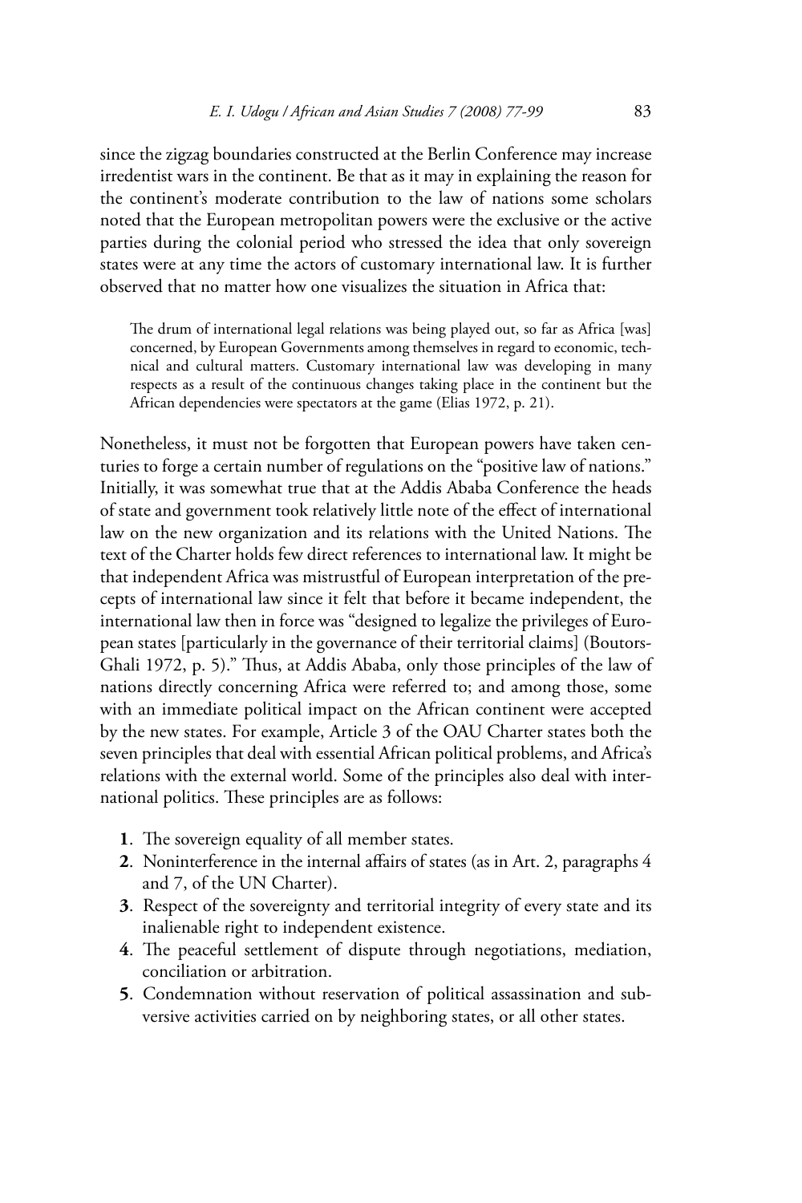since the zigzag boundaries constructed at the Berlin Conference may increase irredentist wars in the continent. Be that as it may in explaining the reason for the continent's moderate contribution to the law of nations some scholars noted that the European metropolitan powers were the exclusive or the active parties during the colonial period who stressed the idea that only sovereign states were at any time the actors of customary international law. It is further observed that no matter how one visualizes the situation in Africa that:

> The drum of international legal relations was being played out, so far as Africa [was] concerned, by European Governments among themselves in regard to economic, technical and cultural matters. Customary international law was developing in many respects as a result of the continuous changes taking place in the continent but the African dependencies were spectators at the game (Elias 1972, p. 21).

Nonetheless, it must not be forgotten that European powers have taken centuries to forge a certain number of regulations on the "positive law of nations." Initially, it was somewhat true that at the Addis Ababa Conference the heads of state and government took relatively little note of the effect of international law on the new organization and its relations with the United Nations. The text of the Charter holds few direct references to international law. It might be that independent Africa was mistrustful of European interpretation of the precepts of international law since it felt that before it became independent, the international law then in force was "designed to legalize the privileges of European states [particularly in the governance of their territorial claims] (Boutors-Ghali 1972, p. 5)." Thus, at Addis Ababa, only those principles of the law of nations directly concerning Africa were referred to; and among those, some with an immediate political impact on the African continent were accepted by the new states. For example, Article 3 of the OAU Charter states both the seven principles that deal with essential African political problems, and Africa's relations with the external world. Some of the principles also deal with international politics. These principles are as follows:

1. The sovereign equality of all member states.
2. Noninterference in the internal affairs of states (as in Art. 2, paragraphs 4 and 7, of the UN Charter).
3. Respect of the sovereignty and territorial integrity of every state and its inalienable right to independent existence.
4. The peaceful settlement of dispute through negotiations, mediation, conciliation or arbitration.
5. Condemnation without reservation of political assassination and subversive activities carried on by neighboring states, or all other states.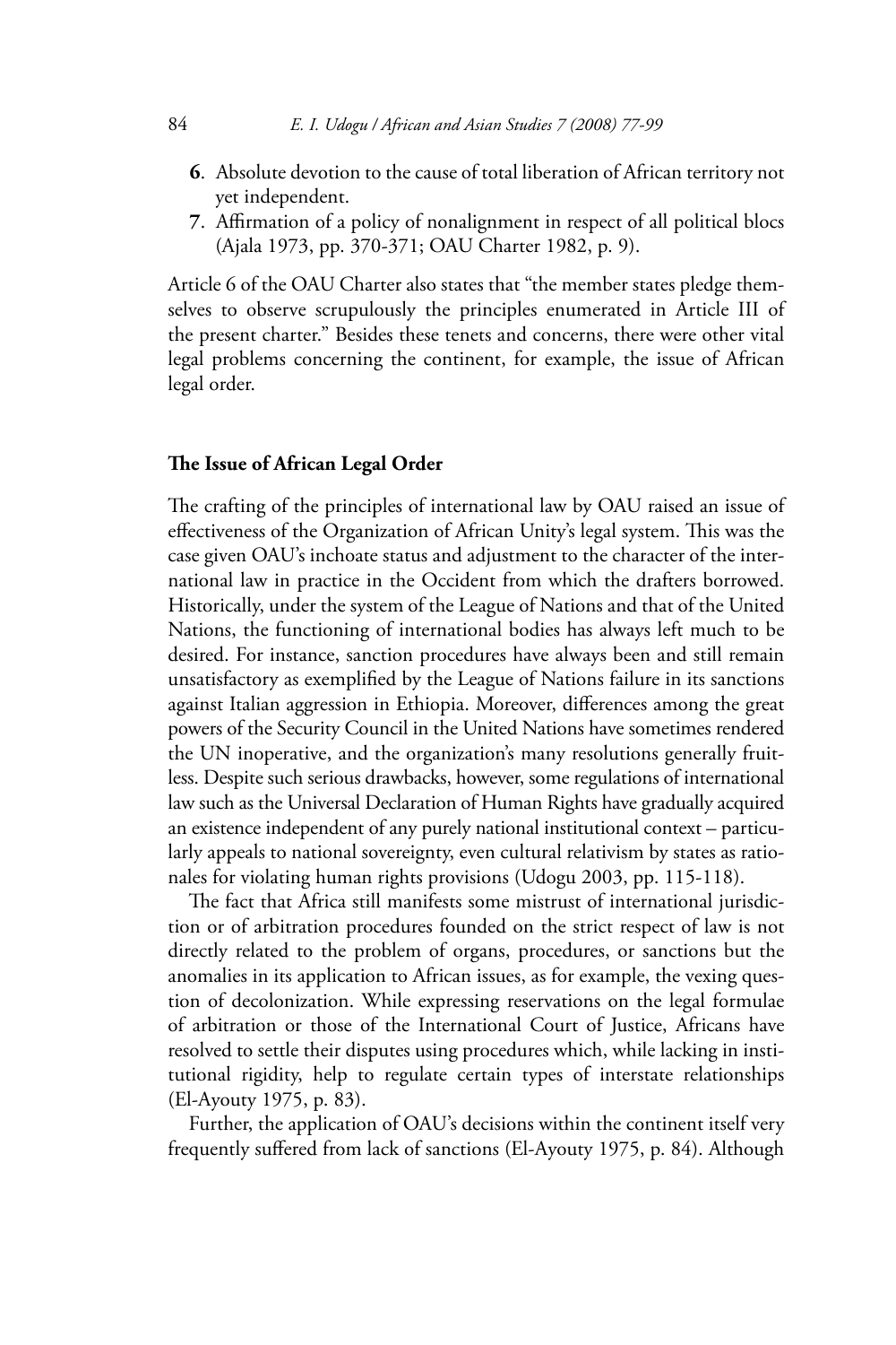6. Absolute devotion to the cause of total liberation of African territory not yet independent.
7. Affirmation of a policy of nonalignment in respect of all political blocs (Ajala 1973, pp. 370-371; OAU Charter 1982, p. 9).

Article 6 of the OAU Charter also states that "the member states pledge themselves to observe scrupulously the principles enumerated in Article III of the present charter." Besides these tenets and concerns, there were other vital legal problems concerning the continent, for example, the issue of African legal order.

## The Issue of African Legal Order

The crafting of the principles of international law by OAU raised an issue of effectiveness of the Organization of African Unity's legal system. This was the case given OAU's inchoate status and adjustment to the character of the international law in practice in the Occident from which the drafters borrowed. Historically, under the system of the League of Nations and that of the United Nations, the functioning of international bodies has always left much to be desired. For instance, sanction procedures have always been and still remain unsatisfactory as exemplified by the League of Nations failure in its sanctions against Italian aggression in Ethiopia. Moreover, differences among the great powers of the Security Council in the United Nations have sometimes rendered the UN inoperative, and the organization's many resolutions generally fruitless. Despite such serious drawbacks, however, some regulations of international law such as the Universal Declaration of Human Rights have gradually acquired an existence independent of any purely national institutional context – particularly appeals to national sovereignty, even cultural relativism by states as rationales for violating human rights provisions (Udogu 2003, pp. 115-118).

The fact that Africa still manifests some mistrust of international jurisdiction or of arbitration procedures founded on the strict respect of law is not directly related to the problem of organs, procedures, or sanctions but the anomalies in its application to African issues, as for example, the vexing question of decolonization. While expressing reservations on the legal formulae of arbitration or those of the International Court of Justice, Africans have resolved to settle their disputes using procedures which, while lacking in institutional rigidity, help to regulate certain types of interstate relationships (El-Ayouty 1975, p. 83).

Further, the application of OAU's decisions within the continent itself very frequently suffered from lack of sanctions (El-Ayouty 1975, p. 84). Although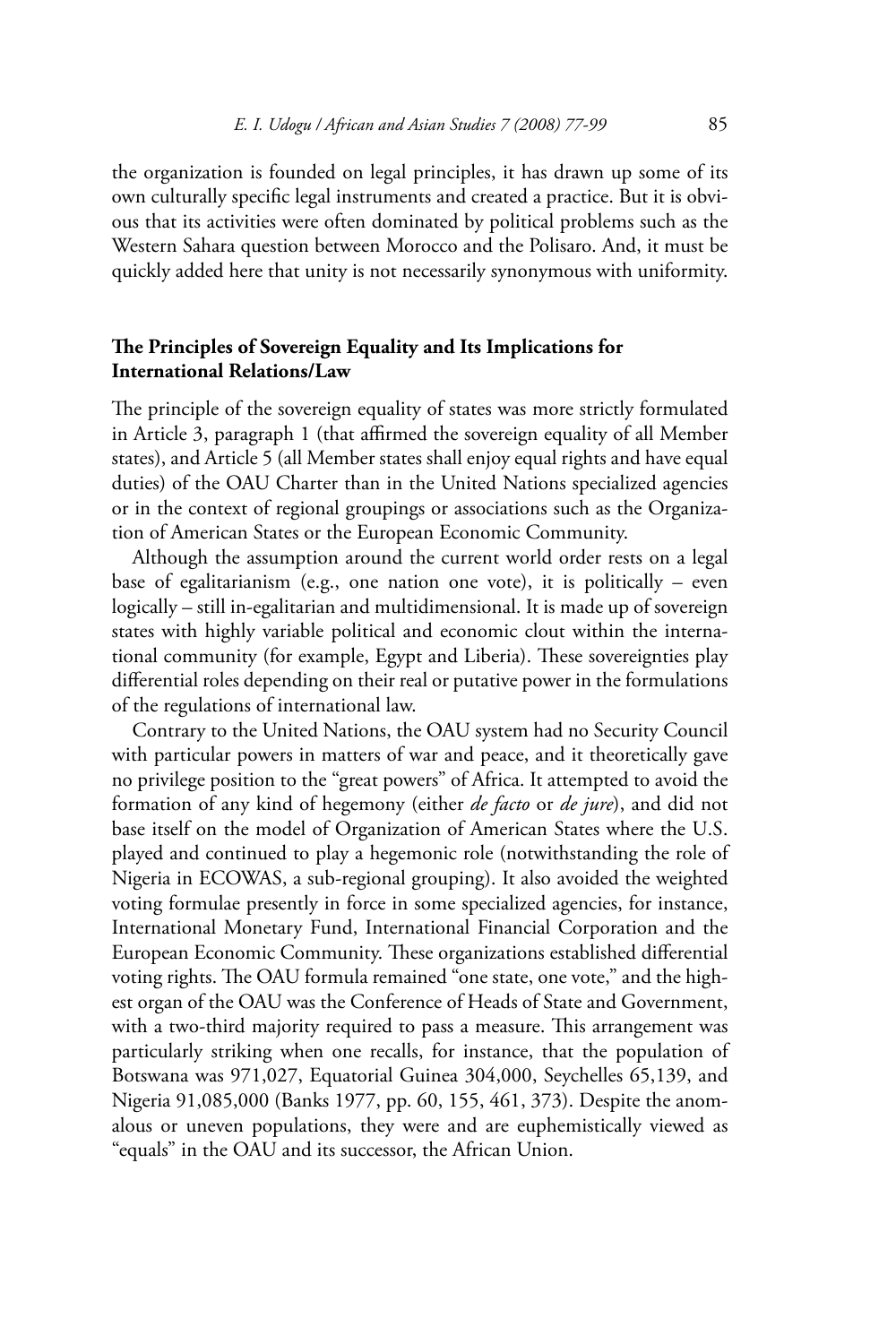the organization is founded on legal principles, it has drawn up some of its own culturally specific legal instruments and created a practice. But it is obvious that its activities were often dominated by political problems such as the Western Sahara question between Morocco and the Polisaro. And, it must be quickly added here that unity is not necessarily synonymous with uniformity.

## The Principles of Sovereign Equality and Its Implications for International Relations/Law

The principle of the sovereign equality of states was more strictly formulated in Article 3, paragraph 1 (that affirmed the sovereign equality of all Member states), and Article 5 (all Member states shall enjoy equal rights and have equal duties) of the OAU Charter than in the United Nations specialized agencies or in the context of regional groupings or associations such as the Organization of American States or the European Economic Community.

Although the assumption around the current world order rests on a legal base of egalitarianism (e.g., one nation one vote), it is politically – even logically – still in-egalitarian and multidimensional. It is made up of sovereign states with highly variable political and economic clout within the international community (for example, Egypt and Liberia). These sovereignties play differential roles depending on their real or putative power in the formulations of the regulations of international law.

Contrary to the United Nations, the OAU system had no Security Council with particular powers in matters of war and peace, and it theoretically gave no privilege position to the "great powers" of Africa. It attempted to avoid the formation of any kind of hegemony (either *de facto* or *de jure*), and did not base itself on the model of Organization of American States where the U.S. played and continued to play a hegemonic role (notwithstanding the role of Nigeria in ECOWAS, a sub-regional grouping). It also avoided the weighted voting formulae presently in force in some specialized agencies, for instance, International Monetary Fund, International Financial Corporation and the European Economic Community. These organizations established differential voting rights. The OAU formula remained "one state, one vote," and the highest organ of the OAU was the Conference of Heads of State and Government, with a two-third majority required to pass a measure. This arrangement was particularly striking when one recalls, for instance, that the population of Botswana was 971,027, Equatorial Guinea 304,000, Seychelles 65,139, and Nigeria 91,085,000 (Banks 1977, pp. 60, 155, 461, 373). Despite the anomalous or uneven populations, they were and are euphemistically viewed as "equals" in the OAU and its successor, the African Union.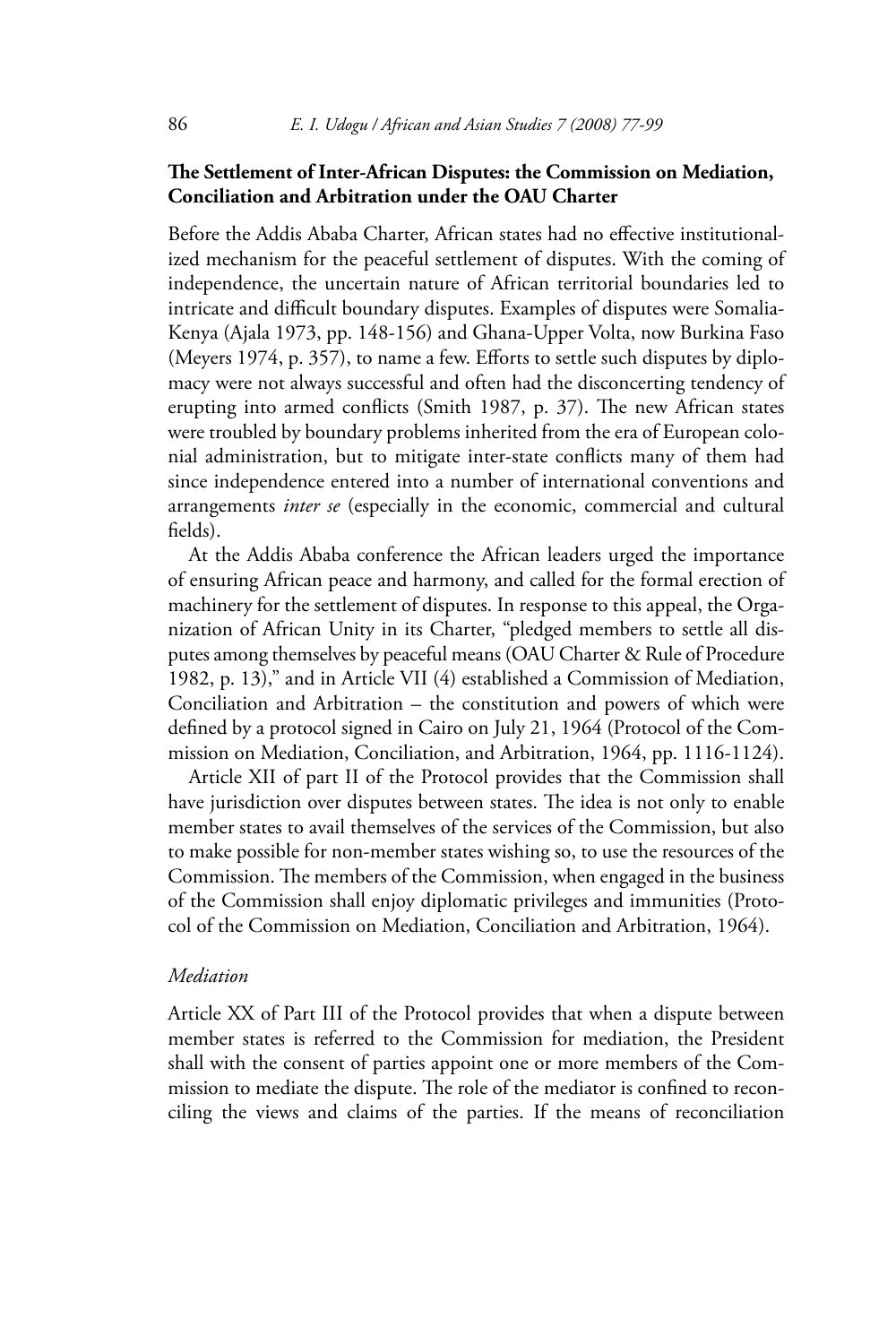**The Settlement of Inter-African Disputes: the Commission on Mediation, Conciliation and Arbitration under the OAU Charter**

Before the Addis Ababa Charter, African states had no effective institutionalized mechanism for the peaceful settlement of disputes. With the coming of independence, the uncertain nature of African territorial boundaries led to intricate and difficult boundary disputes. Examples of disputes were Somalia-Kenya (Ajala 1973, pp. 148-156) and Ghana-Upper Volta, now Burkina Faso (Meyers 1974, p. 357), to name a few. Efforts to settle such disputes by diplomacy were not always successful and often had the disconcerting tendency of erupting into armed conflicts (Smith 1987, p. 37). The new African states were troubled by boundary problems inherited from the era of European colonial administration, but to mitigate inter-state conflicts many of them had since independence entered into a number of international conventions and arrangements *inter se* (especially in the economic, commercial and cultural fields).

At the Addis Ababa conference the African leaders urged the importance of ensuring African peace and harmony, and called for the formal erection of machinery for the settlement of disputes. In response to this appeal, the Organization of African Unity in its Charter, "pledged members to settle all disputes among themselves by peaceful means (OAU Charter & Rule of Procedure 1982, p. 13)," and in Article VII (4) established a Commission of Mediation, Conciliation and Arbitration – the constitution and powers of which were defined by a protocol signed in Cairo on July 21, 1964 (Protocol of the Commission on Mediation, Conciliation, and Arbitration, 1964, pp. 1116-1124).

Article XII of part II of the Protocol provides that the Commission shall have jurisdiction over disputes between states. The idea is not only to enable member states to avail themselves of the services of the Commission, but also to make possible for non-member states wishing so, to use the resources of the Commission. The members of the Commission, when engaged in the business of the Commission shall enjoy diplomatic privileges and immunities (Protocol of the Commission on Mediation, Conciliation and Arbitration, 1964).

*Mediation*

Article XX of Part III of the Protocol provides that when a dispute between member states is referred to the Commission for mediation, the President shall with the consent of parties appoint one or more members of the Commission to mediate the dispute. The role of the mediator is confined to reconciling the views and claims of the parties. If the means of reconciliation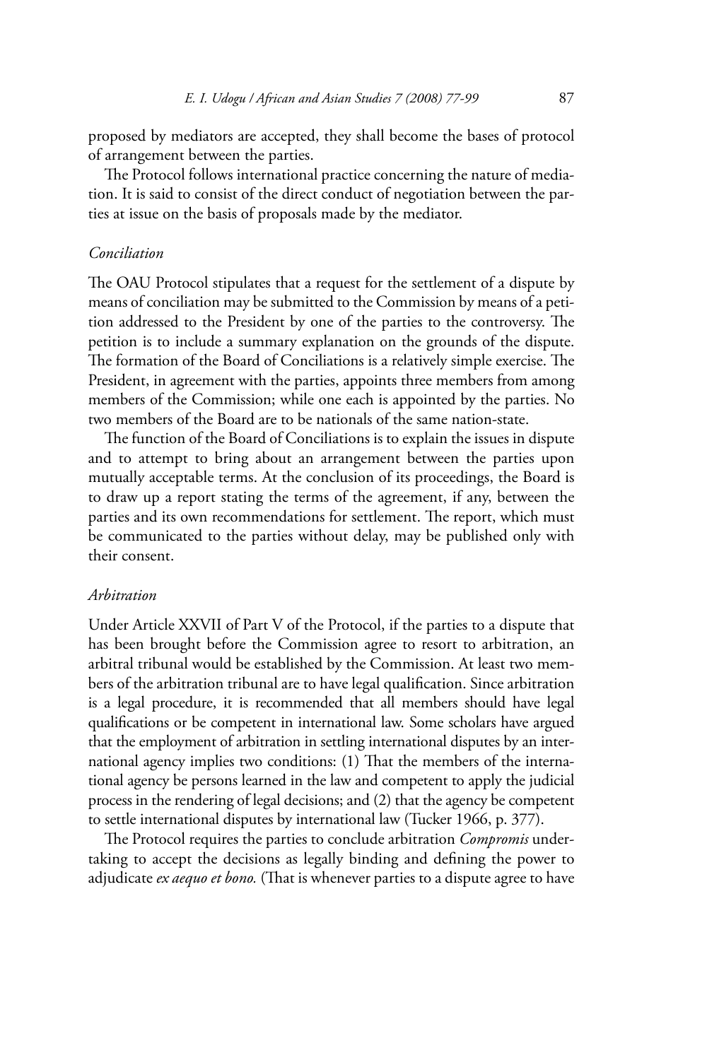proposed by mediators are accepted, they shall become the bases of protocol of arrangement between the parties.

The Protocol follows international practice concerning the nature of mediation. It is said to consist of the direct conduct of negotiation between the parties at issue on the basis of proposals made by the mediator.

### *Conciliation*

The OAU Protocol stipulates that a request for the settlement of a dispute by means of conciliation may be submitted to the Commission by means of a petition addressed to the President by one of the parties to the controversy. The petition is to include a summary explanation on the grounds of the dispute. The formation of the Board of Conciliations is a relatively simple exercise. The President, in agreement with the parties, appoints three members from among members of the Commission; while one each is appointed by the parties. No two members of the Board are to be nationals of the same nation-state.

The function of the Board of Conciliations is to explain the issues in dispute and to attempt to bring about an arrangement between the parties upon mutually acceptable terms. At the conclusion of its proceedings, the Board is to draw up a report stating the terms of the agreement, if any, between the parties and its own recommendations for settlement. The report, which must be communicated to the parties without delay, may be published only with their consent.

### *Arbitration*

Under Article XXVII of Part V of the Protocol, if the parties to a dispute that has been brought before the Commission agree to resort to arbitration, an arbitral tribunal would be established by the Commission. At least two members of the arbitration tribunal are to have legal qualification. Since arbitration is a legal procedure, it is recommended that all members should have legal qualifications or be competent in international law. Some scholars have argued that the employment of arbitration in settling international disputes by an international agency implies two conditions: (1) That the members of the international agency be persons learned in the law and competent to apply the judicial process in the rendering of legal decisions; and (2) that the agency be competent to settle international disputes by international law (Tucker 1966, p. 377).

The Protocol requires the parties to conclude arbitration *Compromis* undertaking to accept the decisions as legally binding and defining the power to adjudicate *ex aequo et bono.* (That is whenever parties to a dispute agree to have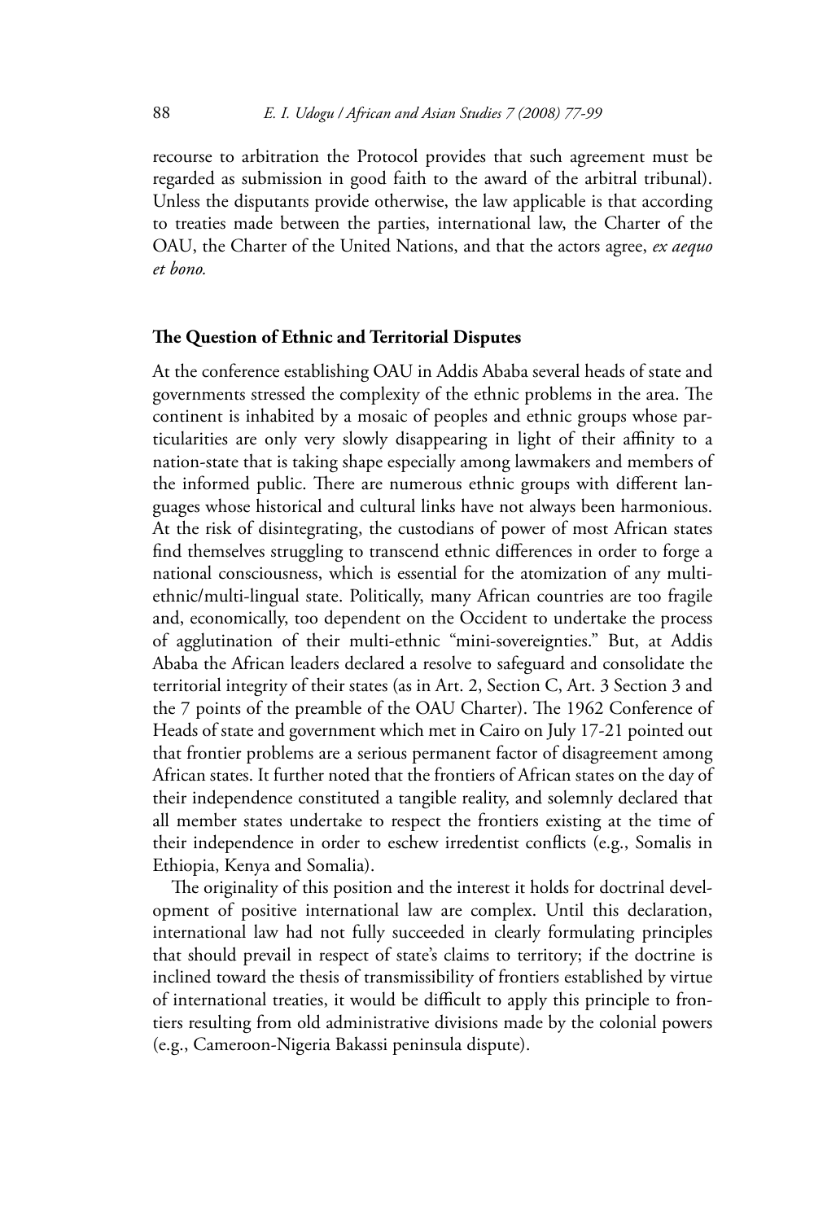recourse to arbitration the Protocol provides that such agreement must be regarded as submission in good faith to the award of the arbitral tribunal). Unless the disputants provide otherwise, the law applicable is that according to treaties made between the parties, international law, the Charter of the OAU, the Charter of the United Nations, and that the actors agree, *ex aequo et bono.*

## The Question of Ethnic and Territorial Disputes

At the conference establishing OAU in Addis Ababa several heads of state and governments stressed the complexity of the ethnic problems in the area. The continent is inhabited by a mosaic of peoples and ethnic groups whose particularities are only very slowly disappearing in light of their affinity to a nation-state that is taking shape especially among lawmakers and members of the informed public. There are numerous ethnic groups with different languages whose historical and cultural links have not always been harmonious. At the risk of disintegrating, the custodians of power of most African states find themselves struggling to transcend ethnic differences in order to forge a national consciousness, which is essential for the atomization of any multi-ethnic/multi-lingual state. Politically, many African countries are too fragile and, economically, too dependent on the Occident to undertake the process of agglutination of their multi-ethnic "mini-sovereignties." But, at Addis Ababa the African leaders declared a resolve to safeguard and consolidate the territorial integrity of their states (as in Art. 2, Section C, Art. 3 Section 3 and the 7 points of the preamble of the OAU Charter). The 1962 Conference of Heads of state and government which met in Cairo on July 17-21 pointed out that frontier problems are a serious permanent factor of disagreement among African states. It further noted that the frontiers of African states on the day of their independence constituted a tangible reality, and solemnly declared that all member states undertake to respect the frontiers existing at the time of their independence in order to eschew irredentist conflicts (e.g., Somalis in Ethiopia, Kenya and Somalia).

The originality of this position and the interest it holds for doctrinal development of positive international law are complex. Until this declaration, international law had not fully succeeded in clearly formulating principles that should prevail in respect of state's claims to territory; if the doctrine is inclined toward the thesis of transmissibility of frontiers established by virtue of international treaties, it would be difficult to apply this principle to frontiers resulting from old administrative divisions made by the colonial powers (e.g., Cameroon-Nigeria Bakassi peninsula dispute).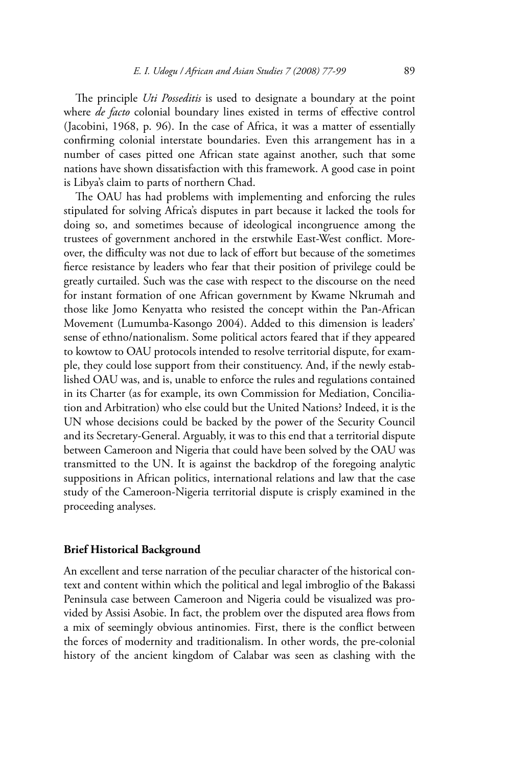The principle *Uti Posseditis* is used to designate a boundary at the point where *de facto* colonial boundary lines existed in terms of effective control (Jacobini, 1968, p. 96). In the case of Africa, it was a matter of essentially confirming colonial interstate boundaries. Even this arrangement has in a number of cases pitted one African state against another, such that some nations have shown dissatisfaction with this framework. A good case in point is Libya's claim to parts of northern Chad.

The OAU has had problems with implementing and enforcing the rules stipulated for solving Africa's disputes in part because it lacked the tools for doing so, and sometimes because of ideological incongruence among the trustees of government anchored in the erstwhile East-West conflict. Moreover, the difficulty was not due to lack of effort but because of the sometimes fierce resistance by leaders who fear that their position of privilege could be greatly curtailed. Such was the case with respect to the discourse on the need for instant formation of one African government by Kwame Nkrumah and those like Jomo Kenyatta who resisted the concept within the Pan-African Movement (Lumumba-Kasongo 2004). Added to this dimension is leaders' sense of ethno/nationalism. Some political actors feared that if they appeared to kowtow to OAU protocols intended to resolve territorial dispute, for example, they could lose support from their constituency. And, if the newly established OAU was, and is, unable to enforce the rules and regulations contained in its Charter (as for example, its own Commission for Mediation, Conciliation and Arbitration) who else could but the United Nations? Indeed, it is the UN whose decisions could be backed by the power of the Security Council and its Secretary-General. Arguably, it was to this end that a territorial dispute between Cameroon and Nigeria that could have been solved by the OAU was transmitted to the UN. It is against the backdrop of the foregoing analytic suppositions in African politics, international relations and law that the case study of the Cameroon-Nigeria territorial dispute is crisply examined in the proceeding analyses.

## Brief Historical Background

An excellent and terse narration of the peculiar character of the historical context and content within which the political and legal imbroglio of the Bakassi Peninsula case between Cameroon and Nigeria could be visualized was provided by Assisi Asobie. In fact, the problem over the disputed area flows from a mix of seemingly obvious antinomies. First, there is the conflict between the forces of modernity and traditionalism. In other words, the pre-colonial history of the ancient kingdom of Calabar was seen as clashing with the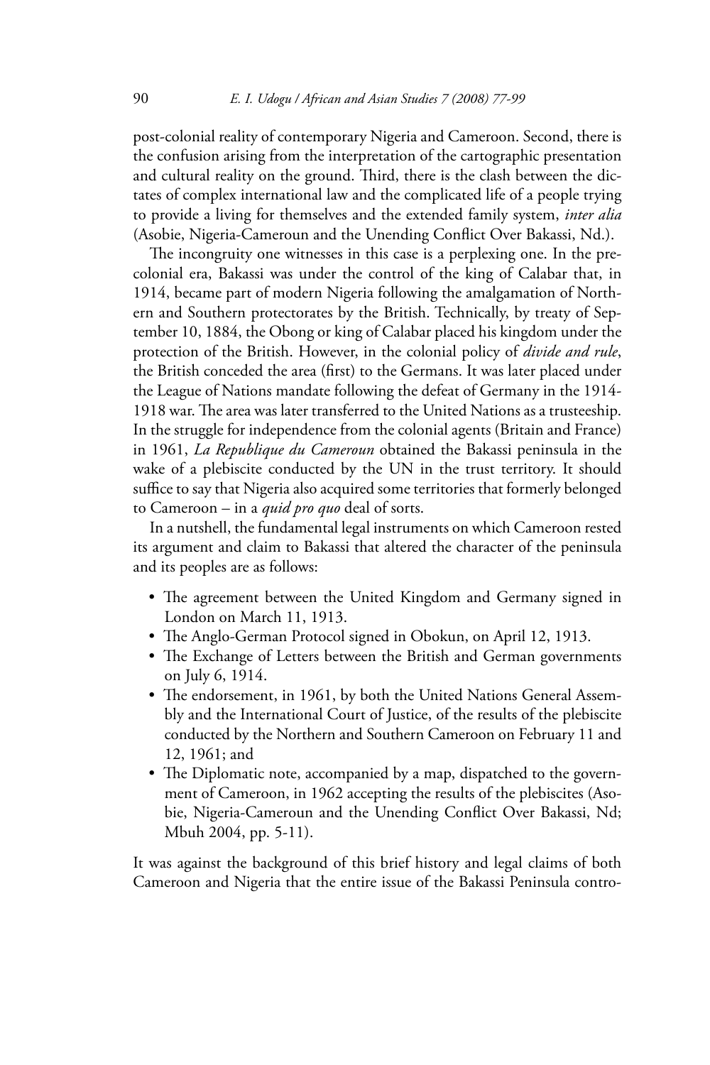post-colonial reality of contemporary Nigeria and Cameroon. Second, there is the confusion arising from the interpretation of the cartographic presentation and cultural reality on the ground. Third, there is the clash between the dictates of complex international law and the complicated life of a people trying to provide a living for themselves and the extended family system, *inter alia* (Asobie, Nigeria-Cameroun and the Unending Conflict Over Bakassi, Nd.).

The incongruity one witnesses in this case is a perplexing one. In the precolonial era, Bakassi was under the control of the king of Calabar that, in 1914, became part of modern Nigeria following the amalgamation of Northern and Southern protectorates by the British. Technically, by treaty of September 10, 1884, the Obong or king of Calabar placed his kingdom under the protection of the British. However, in the colonial policy of *divide and rule*, the British conceded the area (first) to the Germans. It was later placed under the League of Nations mandate following the defeat of Germany in the 1914-1918 war. The area was later transferred to the United Nations as a trusteeship. In the struggle for independence from the colonial agents (Britain and France) in 1961, *La Republique du Cameroun* obtained the Bakassi peninsula in the wake of a plebiscite conducted by the UN in the trust territory. It should suffice to say that Nigeria also acquired some territories that formerly belonged to Cameroon – in a *quid pro quo* deal of sorts.

In a nutshell, the fundamental legal instruments on which Cameroon rested its argument and claim to Bakassi that altered the character of the peninsula and its peoples are as follows:

- The agreement between the United Kingdom and Germany signed in London on March 11, 1913.
- The Anglo-German Protocol signed in Obokun, on April 12, 1913.
- The Exchange of Letters between the British and German governments on July 6, 1914.
- The endorsement, in 1961, by both the United Nations General Assembly and the International Court of Justice, of the results of the plebiscite conducted by the Northern and Southern Cameroon on February 11 and 12, 1961; and
- The Diplomatic note, accompanied by a map, dispatched to the government of Cameroon, in 1962 accepting the results of the plebiscites (Asobie, Nigeria-Cameroun and the Unending Conflict Over Bakassi, Nd; Mbuh 2004, pp. 5-11).

It was against the background of this brief history and legal claims of both Cameroon and Nigeria that the entire issue of the Bakassi Peninsula contro-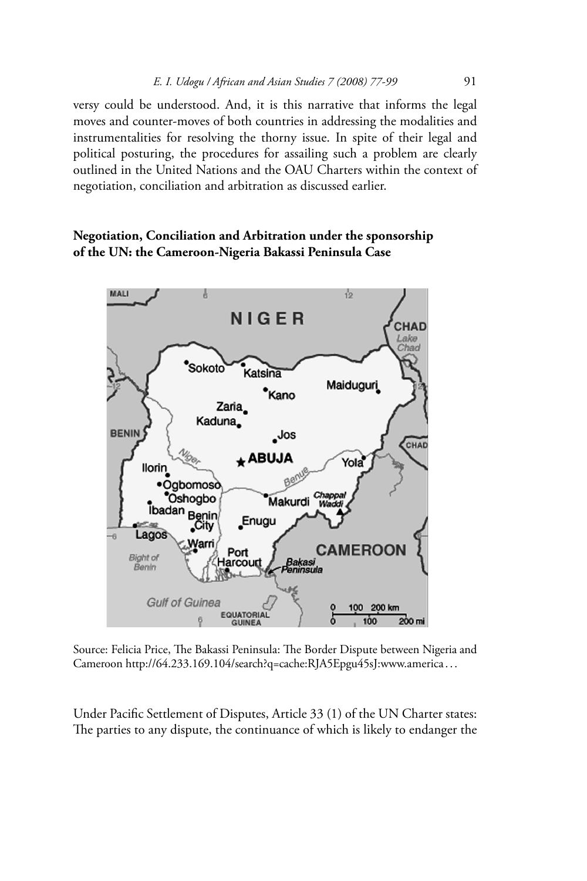versy could be understood. And, it is this narrative that informs the legal moves and counter-moves of both countries in addressing the modalities and instrumentalities for resolving the thorny issue. In spite of their legal and political posturing, the procedures for assailing such a problem are clearly outlined in the United Nations and the OAU Charters within the context of negotiation, conciliation and arbitration as discussed earlier.

### Negotiation, Conciliation and Arbitration under the sponsorship of the UN: the Cameroon-Nigeria Bakassi Peninsula Case

Source: Felicia Price, The Bakassi Peninsula: The Border Dispute between Nigeria and Cameroon http://64.233.169.104/search?q=cache:RJA5Epgu45sJ:www.america . . .

Under Pacific Settlement of Disputes, Article 33 (1) of the UN Charter states: The parties to any dispute, the continuance of which is likely to endanger the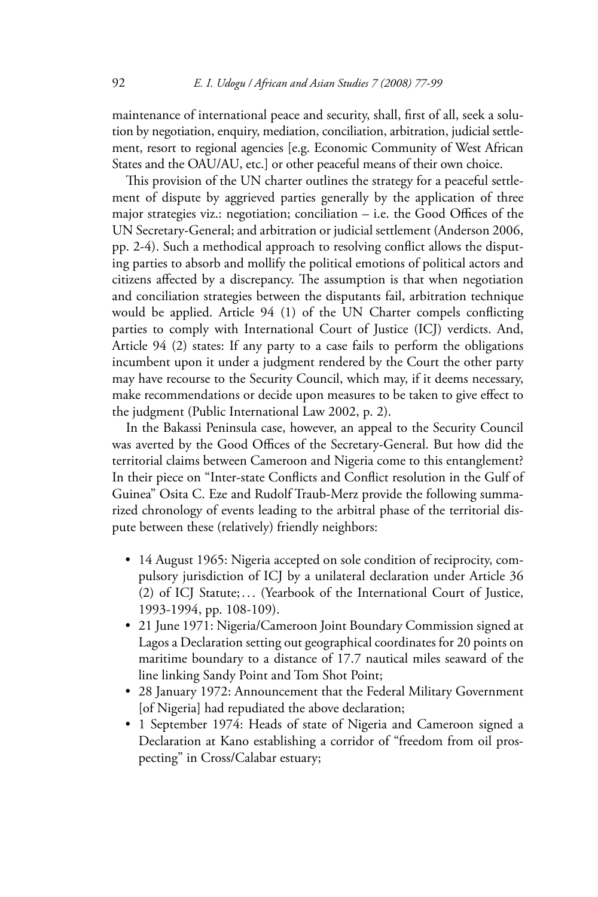maintenance of international peace and security, shall, first of all, seek a solution by negotiation, enquiry, mediation, conciliation, arbitration, judicial settlement, resort to regional agencies [e.g. Economic Community of West African States and the OAU/AU, etc.] or other peaceful means of their own choice.

This provision of the UN charter outlines the strategy for a peaceful settlement of dispute by aggrieved parties generally by the application of three major strategies viz.: negotiation; conciliation – i.e. the Good Offices of the UN Secretary-General; and arbitration or judicial settlement (Anderson 2006, pp. 2-4). Such a methodical approach to resolving conflict allows the disputing parties to absorb and mollify the political emotions of political actors and citizens affected by a discrepancy. The assumption is that when negotiation and conciliation strategies between the disputants fail, arbitration technique would be applied. Article 94 (1) of the UN Charter compels conflicting parties to comply with International Court of Justice (ICJ) verdicts. And, Article 94 (2) states: If any party to a case fails to perform the obligations incumbent upon it under a judgment rendered by the Court the other party may have recourse to the Security Council, which may, if it deems necessary, make recommendations or decide upon measures to be taken to give effect to the judgment (Public International Law 2002, p. 2).

In the Bakassi Peninsula case, however, an appeal to the Security Council was averted by the Good Offices of the Secretary-General. But how did the territorial claims between Cameroon and Nigeria come to this entanglement? In their piece on "Inter-state Conflicts and Conflict resolution in the Gulf of Guinea" Osita C. Eze and Rudolf Traub-Merz provide the following summarized chronology of events leading to the arbitral phase of the territorial dispute between these (relatively) friendly neighbors:

- 14 August 1965: Nigeria accepted on sole condition of reciprocity, compulsory jurisdiction of ICJ by a unilateral declaration under Article 36 (2) of ICJ Statute;… (Yearbook of the International Court of Justice, 1993-1994, pp. 108-109).
- 21 June 1971: Nigeria/Cameroon Joint Boundary Commission signed at Lagos a Declaration setting out geographical coordinates for 20 points on maritime boundary to a distance of 17.7 nautical miles seaward of the line linking Sandy Point and Tom Shot Point;
- 28 January 1972: Announcement that the Federal Military Government [of Nigeria] had repudiated the above declaration;
- 1 September 1974: Heads of state of Nigeria and Cameroon signed a Declaration at Kano establishing a corridor of "freedom from oil prospecting" in Cross/Calabar estuary;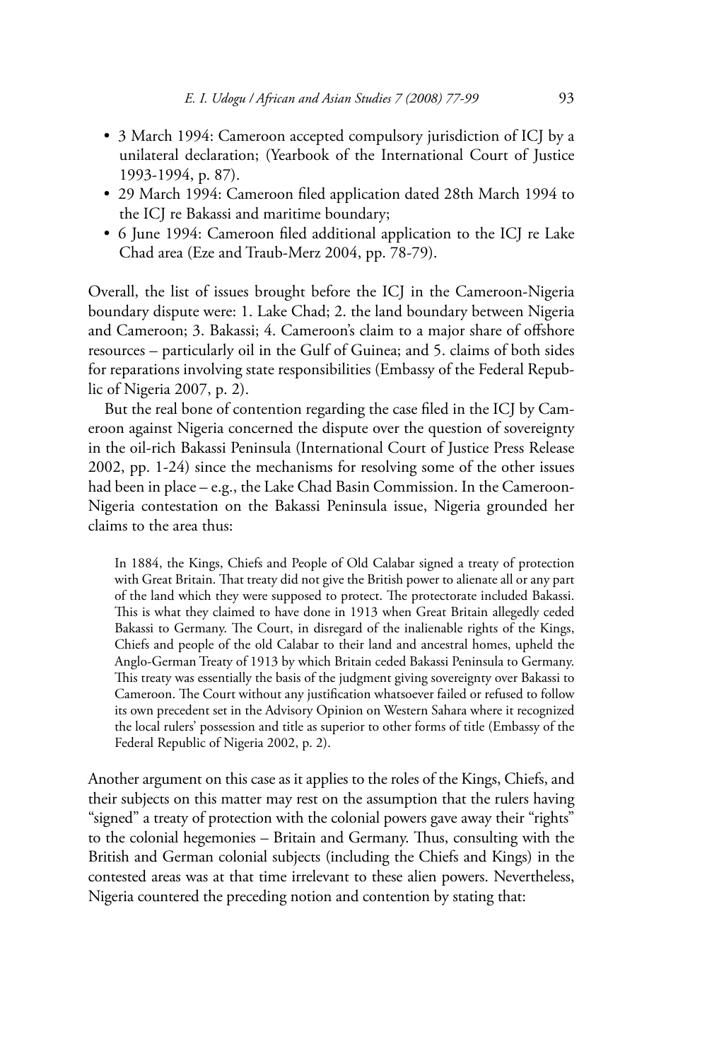- 3 March 1994: Cameroon accepted compulsory jurisdiction of ICJ by a unilateral declaration; (Yearbook of the International Court of Justice 1993-1994, p. 87).
- 29 March 1994: Cameroon filed application dated 28th March 1994 to the ICJ re Bakassi and maritime boundary;
- 6 June 1994: Cameroon filed additional application to the ICJ re Lake Chad area (Eze and Traub-Merz 2004, pp. 78-79).

Overall, the list of issues brought before the ICJ in the Cameroon-Nigeria boundary dispute were: 1. Lake Chad; 2. the land boundary between Nigeria and Cameroon; 3. Bakassi; 4. Cameroon's claim to a major share of offshore resources – particularly oil in the Gulf of Guinea; and 5. claims of both sides for reparations involving state responsibilities (Embassy of the Federal Republic of Nigeria 2007, p. 2).

But the real bone of contention regarding the case filed in the ICJ by Cameroon against Nigeria concerned the dispute over the question of sovereignty in the oil-rich Bakassi Peninsula (International Court of Justice Press Release 2002, pp. 1-24) since the mechanisms for resolving some of the other issues had been in place – e.g., the Lake Chad Basin Commission. In the Cameroon-Nigeria contestation on the Bakassi Peninsula issue, Nigeria grounded her claims to the area thus:

> In 1884, the Kings, Chiefs and People of Old Calabar signed a treaty of protection with Great Britain. That treaty did not give the British power to alienate all or any part of the land which they were supposed to protect. The protectorate included Bakassi. This is what they claimed to have done in 1913 when Great Britain allegedly ceded Bakassi to Germany. The Court, in disregard of the inalienable rights of the Kings, Chiefs and people of the old Calabar to their land and ancestral homes, upheld the Anglo-German Treaty of 1913 by which Britain ceded Bakassi Peninsula to Germany. This treaty was essentially the basis of the judgment giving sovereignty over Bakassi to Cameroon. The Court without any justification whatsoever failed or refused to follow its own precedent set in the Advisory Opinion on Western Sahara where it recognized the local rulers' possession and title as superior to other forms of title (Embassy of the Federal Republic of Nigeria 2002, p. 2).

Another argument on this case as it applies to the roles of the Kings, Chiefs, and their subjects on this matter may rest on the assumption that the rulers having "signed" a treaty of protection with the colonial powers gave away their "rights" to the colonial hegemonies – Britain and Germany. Thus, consulting with the British and German colonial subjects (including the Chiefs and Kings) in the contested areas was at that time irrelevant to these alien powers. Nevertheless, Nigeria countered the preceding notion and contention by stating that: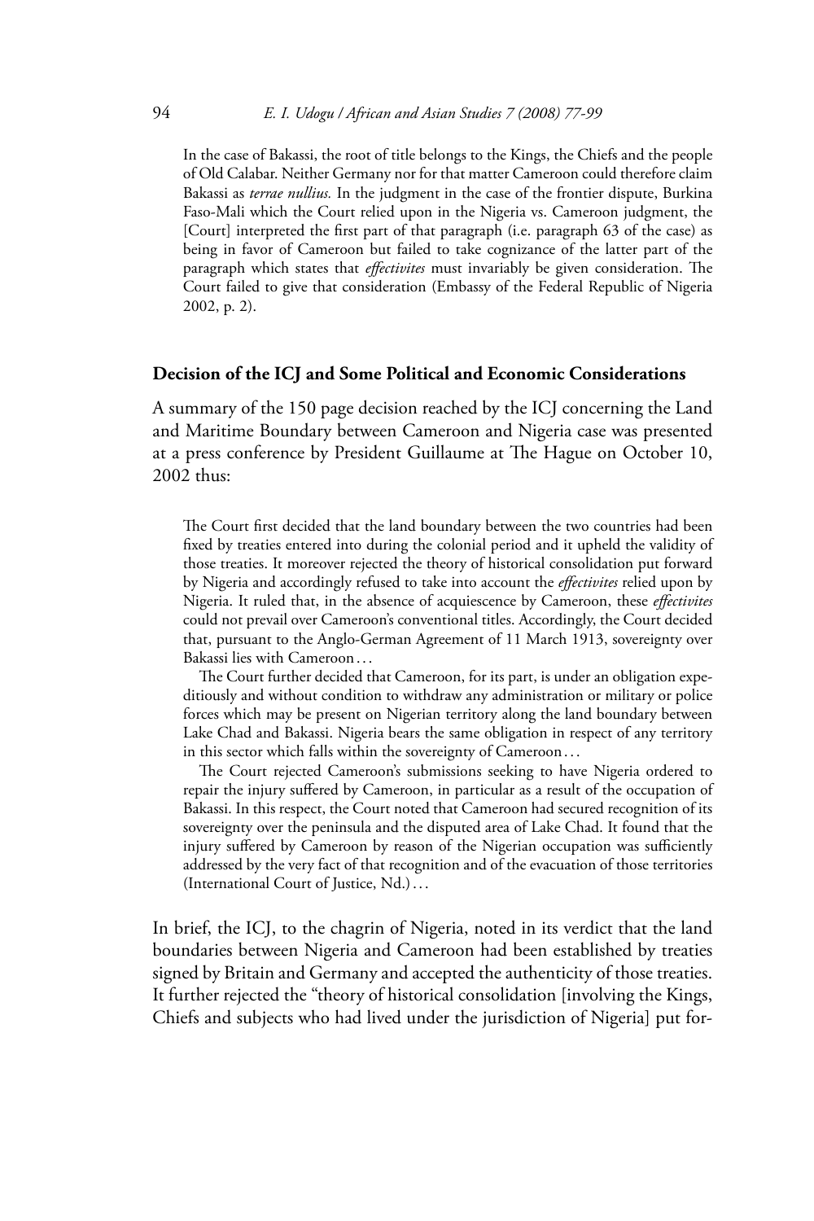> In the case of Bakassi, the root of title belongs to the Kings, the Chiefs and the people of Old Calabar. Neither Germany nor for that matter Cameroon could therefore claim Bakassi as *terrae nullius.* In the judgment in the case of the frontier dispute, Burkina Faso-Mali which the Court relied upon in the Nigeria vs. Cameroon judgment, the [Court] interpreted the first part of that paragraph (i.e. paragraph 63 of the case) as being in favor of Cameroon but failed to take cognizance of the latter part of the paragraph which states that *effectivites* must invariably be given consideration. The Court failed to give that consideration (Embassy of the Federal Republic of Nigeria 2002, p. 2).

## Decision of the ICJ and Some Political and Economic Considerations

A summary of the 150 page decision reached by the ICJ concerning the Land and Maritime Boundary between Cameroon and Nigeria case was presented at a press conference by President Guillaume at The Hague on October 10, 2002 thus:

> The Court first decided that the land boundary between the two countries had been fixed by treaties entered into during the colonial period and it upheld the validity of those treaties. It moreover rejected the theory of historical consolidation put forward by Nigeria and accordingly refused to take into account the *effectivites* relied upon by Nigeria. It ruled that, in the absence of acquiescence by Cameroon, these *effectivites* could not prevail over Cameroon's conventional titles. Accordingly, the Court decided that, pursuant to the Anglo-German Agreement of 11 March 1913, sovereignty over Bakassi lies with Cameroon…
>
> The Court further decided that Cameroon, for its part, is under an obligation expeditiously and without condition to withdraw any administration or military or police forces which may be present on Nigerian territory along the land boundary between Lake Chad and Bakassi. Nigeria bears the same obligation in respect of any territory in this sector which falls within the sovereignty of Cameroon…
>
> The Court rejected Cameroon's submissions seeking to have Nigeria ordered to repair the injury suffered by Cameroon, in particular as a result of the occupation of Bakassi. In this respect, the Court noted that Cameroon had secured recognition of its sovereignty over the peninsula and the disputed area of Lake Chad. It found that the injury suffered by Cameroon by reason of the Nigerian occupation was sufficiently addressed by the very fact of that recognition and of the evacuation of those territories (International Court of Justice, Nd.)…

In brief, the ICJ, to the chagrin of Nigeria, noted in its verdict that the land boundaries between Nigeria and Cameroon had been established by treaties signed by Britain and Germany and accepted the authenticity of those treaties. It further rejected the "theory of historical consolidation [involving the Kings, Chiefs and subjects who had lived under the jurisdiction of Nigeria] put for-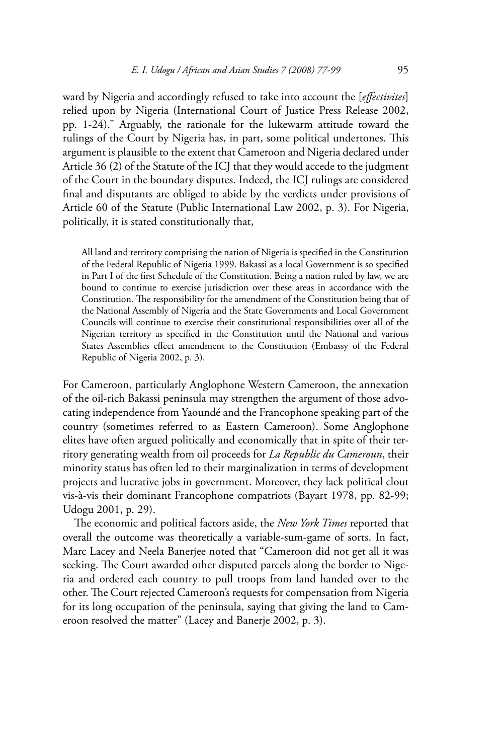ward by Nigeria and accordingly refused to take into account the [*effectivites*] relied upon by Nigeria (International Court of Justice Press Release 2002, pp. 1-24)." Arguably, the rationale for the lukewarm attitude toward the rulings of the Court by Nigeria has, in part, some political undertones. This argument is plausible to the extent that Cameroon and Nigeria declared under Article 36 (2) of the Statute of the ICJ that they would accede to the judgment of the Court in the boundary disputes. Indeed, the ICJ rulings are considered final and disputants are obliged to abide by the verdicts under provisions of Article 60 of the Statute (Public International Law 2002, p. 3). For Nigeria, politically, it is stated constitutionally that,

> All land and territory comprising the nation of Nigeria is specified in the Constitution of the Federal Republic of Nigeria 1999. Bakassi as a local Government is so specified in Part I of the first Schedule of the Constitution. Being a nation ruled by law, we are bound to continue to exercise jurisdiction over these areas in accordance with the Constitution. The responsibility for the amendment of the Constitution being that of the National Assembly of Nigeria and the State Governments and Local Government Councils will continue to exercise their constitutional responsibilities over all of the Nigerian territory as specified in the Constitution until the National and various States Assemblies effect amendment to the Constitution (Embassy of the Federal Republic of Nigeria 2002, p. 3).

For Cameroon, particularly Anglophone Western Cameroon, the annexation of the oil-rich Bakassi peninsula may strengthen the argument of those advocating independence from Yaoundé and the Francophone speaking part of the country (sometimes referred to as Eastern Cameroon). Some Anglophone elites have often argued politically and economically that in spite of their territory generating wealth from oil proceeds for *La Republic du Cameroun*, their minority status has often led to their marginalization in terms of development projects and lucrative jobs in government. Moreover, they lack political clout vis-à-vis their dominant Francophone compatriots (Bayart 1978, pp. 82-99; Udogu 2001, p. 29).

The economic and political factors aside, the *New York Times* reported that overall the outcome was theoretically a variable-sum-game of sorts. In fact, Marc Lacey and Neela Banerjee noted that "Cameroon did not get all it was seeking. The Court awarded other disputed parcels along the border to Nigeria and ordered each country to pull troops from land handed over to the other. The Court rejected Cameroon's requests for compensation from Nigeria for its long occupation of the peninsula, saying that giving the land to Cameroon resolved the matter" (Lacey and Banerje 2002, p. 3).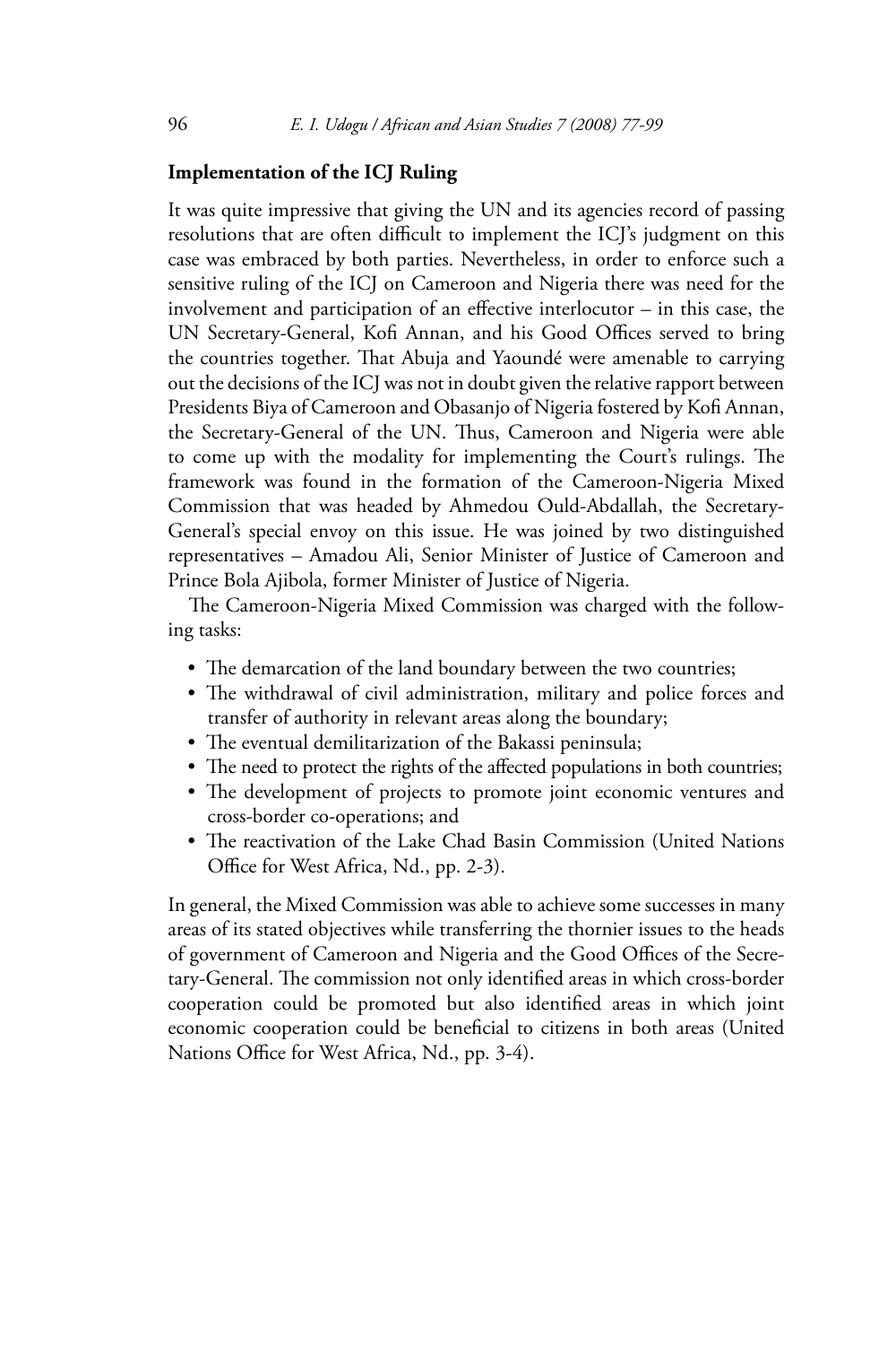**Implementation of the ICJ Ruling**

It was quite impressive that giving the UN and its agencies record of passing resolutions that are often difficult to implement the ICJ's judgment on this case was embraced by both parties. Nevertheless, in order to enforce such a sensitive ruling of the ICJ on Cameroon and Nigeria there was need for the involvement and participation of an effective interlocutor – in this case, the UN Secretary-General, Kofi Annan, and his Good Offices served to bring the countries together. That Abuja and Yaoundé were amenable to carrying out the decisions of the ICJ was not in doubt given the relative rapport between Presidents Biya of Cameroon and Obasanjo of Nigeria fostered by Kofi Annan, the Secretary-General of the UN. Thus, Cameroon and Nigeria were able to come up with the modality for implementing the Court's rulings. The framework was found in the formation of the Cameroon-Nigeria Mixed Commission that was headed by Ahmedou Ould-Abdallah, the Secretary-General's special envoy on this issue. He was joined by two distinguished representatives – Amadou Ali, Senior Minister of Justice of Cameroon and Prince Bola Ajibola, former Minister of Justice of Nigeria.

The Cameroon-Nigeria Mixed Commission was charged with the following tasks:

- The demarcation of the land boundary between the two countries;
- The withdrawal of civil administration, military and police forces and transfer of authority in relevant areas along the boundary;
- The eventual demilitarization of the Bakassi peninsula;
- The need to protect the rights of the affected populations in both countries;
- The development of projects to promote joint economic ventures and cross-border co-operations; and
- The reactivation of the Lake Chad Basin Commission (United Nations Office for West Africa, Nd., pp. 2-3).

In general, the Mixed Commission was able to achieve some successes in many areas of its stated objectives while transferring the thornier issues to the heads of government of Cameroon and Nigeria and the Good Offices of the Secretary-General. The commission not only identified areas in which cross-border cooperation could be promoted but also identified areas in which joint economic cooperation could be beneficial to citizens in both areas (United Nations Office for West Africa, Nd., pp. 3-4).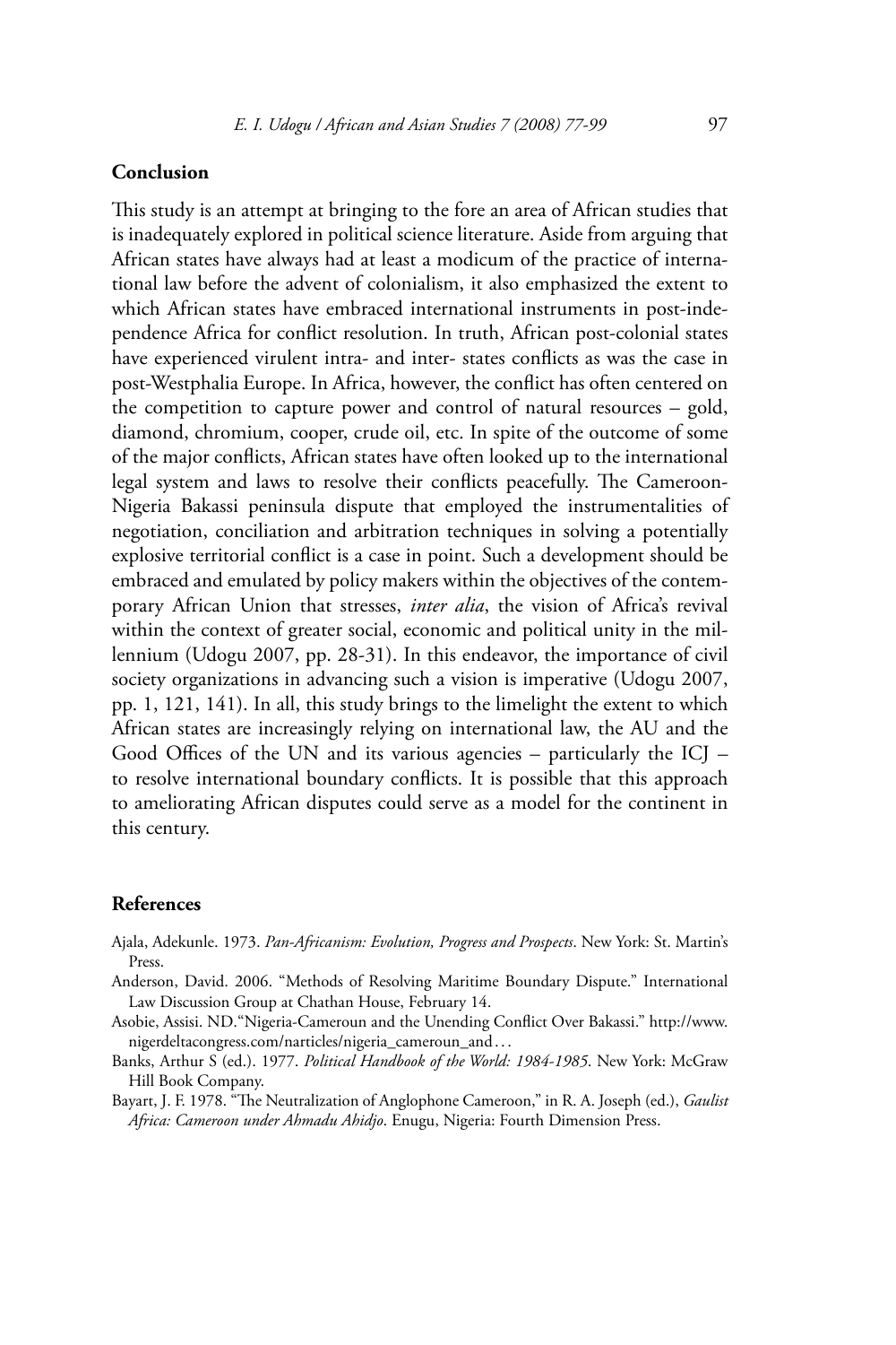## Conclusion

This study is an attempt at bringing to the fore an area of African studies that is inadequately explored in political science literature. Aside from arguing that African states have always had at least a modicum of the practice of international law before the advent of colonialism, it also emphasized the extent to which African states have embraced international instruments in post-independence Africa for conflict resolution. In truth, African post-colonial states have experienced virulent intra- and inter- states conflicts as was the case in post-Westphalia Europe. In Africa, however, the conflict has often centered on the competition to capture power and control of natural resources – gold, diamond, chromium, cooper, crude oil, etc. In spite of the outcome of some of the major conflicts, African states have often looked up to the international legal system and laws to resolve their conflicts peacefully. The Cameroon-Nigeria Bakassi peninsula dispute that employed the instrumentalities of negotiation, conciliation and arbitration techniques in solving a potentially explosive territorial conflict is a case in point. Such a development should be embraced and emulated by policy makers within the objectives of the contemporary African Union that stresses, *inter alia*, the vision of Africa's revival within the context of greater social, economic and political unity in the millennium (Udogu 2007, pp. 28-31). In this endeavor, the importance of civil society organizations in advancing such a vision is imperative (Udogu 2007, pp. 1, 121, 141). In all, this study brings to the limelight the extent to which African states are increasingly relying on international law, the AU and the Good Offices of the UN and its various agencies – particularly the ICJ – to resolve international boundary conflicts. It is possible that this approach to ameliorating African disputes could serve as a model for the continent in this century.

## References

Ajala, Adekunle. 1973. *Pan-Africanism: Evolution, Progress and Prospects*. New York: St. Martin's Press.

Anderson, David. 2006. "Methods of Resolving Maritime Boundary Dispute." International Law Discussion Group at Chathan House, February 14.

Asobie, Assisi. ND."Nigeria-Cameroun and the Unending Conflict Over Bakassi." http://www.nigerdeltacongress.com/narticles/nigeria_cameroun_and...

Banks, Arthur S (ed.). 1977. *Political Handbook of the World: 1984-1985*. New York: McGraw Hill Book Company.

Bayart, J. F. 1978. "The Neutralization of Anglophone Cameroon," in R. A. Joseph (ed.), *Gaulist Africa: Cameroon under Ahmadu Ahidjo*. Enugu, Nigeria: Fourth Dimension Press.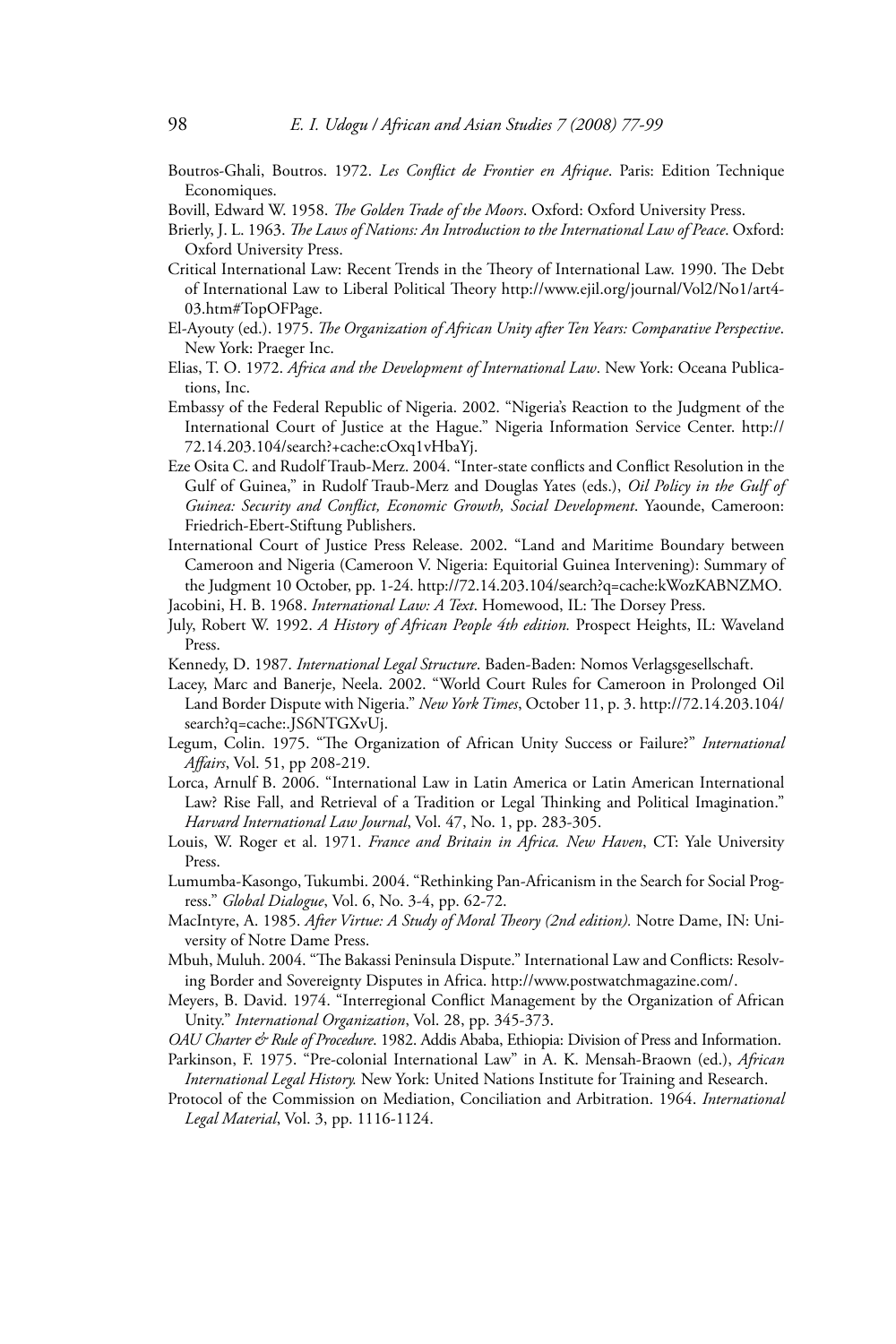Boutros-Ghali, Boutros. 1972. *Les Conflict de Frontier en Afrique*. Paris: Edition Technique Economiques.

Bovill, Edward W. 1958. *The Golden Trade of the Moors*. Oxford: Oxford University Press.

Brierly, J. L. 1963. *The Laws of Nations: An Introduction to the International Law of Peace*. Oxford: Oxford University Press.

Critical International Law: Recent Trends in the Theory of International Law. 1990. The Debt of International Law to Liberal Political Theory http://www.ejil.org/journal/Vol2/No1/art4-03.htm#TopOFPage.

El-Ayouty (ed.). 1975. *The Organization of African Unity after Ten Years: Comparative Perspective*. New York: Praeger Inc.

Elias, T. O. 1972. *Africa and the Development of International Law*. New York: Oceana Publications, Inc.

Embassy of the Federal Republic of Nigeria. 2002. "Nigeria's Reaction to the Judgment of the International Court of Justice at the Hague." Nigeria Information Service Center. http://72.14.203.104/search?+cache:cOxq1vHbaYj.

Eze Osita C. and Rudolf Traub-Merz. 2004. "Inter-state conflicts and Conflict Resolution in the Gulf of Guinea," in Rudolf Traub-Merz and Douglas Yates (eds.), *Oil Policy in the Gulf of Guinea: Security and Conflict, Economic Growth, Social Development*. Yaounde, Cameroon: Friedrich-Ebert-Stiftung Publishers.

International Court of Justice Press Release. 2002. "Land and Maritime Boundary between Cameroon and Nigeria (Cameroon V. Nigeria: Equitorial Guinea Intervening): Summary of the Judgment 10 October, pp. 1-24. http://72.14.203.104/search?q=cache:kWozKABNZMO.

Jacobini, H. B. 1968. *International Law: A Text*. Homewood, IL: The Dorsey Press.

July, Robert W. 1992. *A History of African People 4th edition.* Prospect Heights, IL: Waveland Press.

Kennedy, D. 1987. *International Legal Structure*. Baden-Baden: Nomos Verlagsgesellschaft.

Lacey, Marc and Banerje, Neela. 2002. "World Court Rules for Cameroon in Prolonged Oil Land Border Dispute with Nigeria." *New York Times*, October 11, p. 3. http://72.14.203.104/search?q=cache:.JS6NTGXvUj.

Legum, Colin. 1975. "The Organization of African Unity Success or Failure?" *International Affairs*, Vol. 51, pp 208-219.

Lorca, Arnulf B. 2006. "International Law in Latin America or Latin American International Law? Rise Fall, and Retrieval of a Tradition or Legal Thinking and Political Imagination." *Harvard International Law Journal*, Vol. 47, No. 1, pp. 283-305.

Louis, W. Roger et al. 1971. *France and Britain in Africa. New Haven*, CT: Yale University Press.

Lumumba-Kasongo, Tukumbi. 2004. "Rethinking Pan-Africanism in the Search for Social Progress." *Global Dialogue*, Vol. 6, No. 3-4, pp. 62-72.

MacIntyre, A. 1985. *After Virtue: A Study of Moral Theory (2nd edition).* Notre Dame, IN: University of Notre Dame Press.

Mbuh, Muluh. 2004. "The Bakassi Peninsula Dispute." International Law and Conflicts: Resolving Border and Sovereignty Disputes in Africa. http://www.postwatchmagazine.com/.

Meyers, B. David. 1974. "Interregional Conflict Management by the Organization of African Unity." *International Organization*, Vol. 28, pp. 345-373.

*OAU Charter & Rule of Procedure*. 1982. Addis Ababa, Ethiopia: Division of Press and Information.

Parkinson, F. 1975. "Pre-colonial International Law" in A. K. Mensah-Braown (ed.), *African International Legal History.* New York: United Nations Institute for Training and Research.

Protocol of the Commission on Mediation, Conciliation and Arbitration. 1964. *International Legal Material*, Vol. 3, pp. 1116-1124.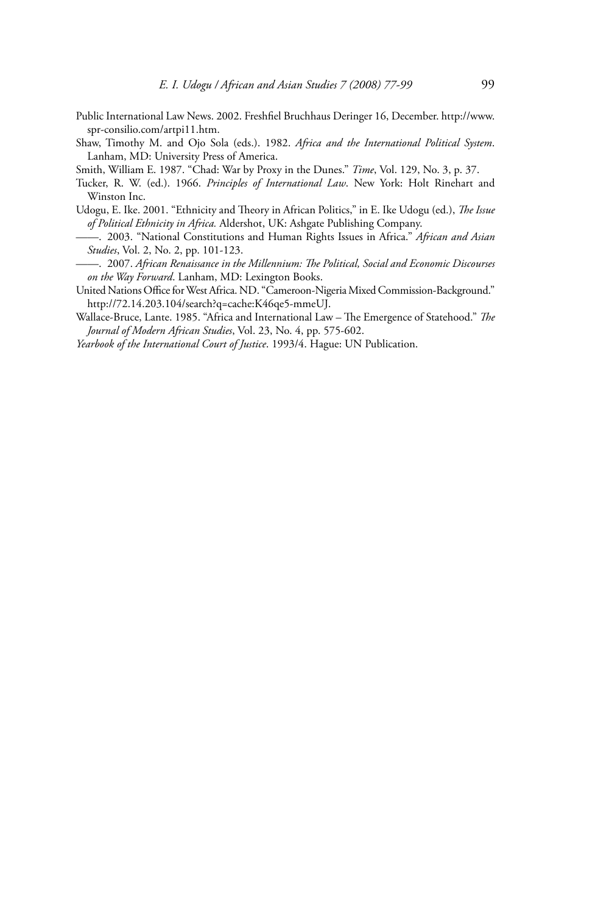Public International Law News. 2002. Freshfiel Bruchhaus Deringer 16, December. http://www.spr-consilio.com/artpi11.htm.

Shaw, Timothy M. and Ojo Sola (eds.). 1982. *Africa and the International Political System*. Lanham, MD: University Press of America.

Smith, William E. 1987. "Chad: War by Proxy in the Dunes." *Time*, Vol. 129, No. 3, p. 37.

Tucker, R. W. (ed.). 1966. *Principles of International Law*. New York: Holt Rinehart and Winston Inc.

Udogu, E. Ike. 2001. "Ethnicity and Theory in African Politics," in E. Ike Udogu (ed.), *The Issue of Political Ethnicity in Africa.* Aldershot, UK: Ashgate Publishing Company.

——. 2003. "National Constitutions and Human Rights Issues in Africa." *African and Asian Studies*, Vol. 2, No. 2, pp. 101-123.

——. 2007. *African Renaissance in the Millennium: The Political, Social and Economic Discourses on the Way Forward*. Lanham, MD: Lexington Books.

United Nations Office for West Africa. ND. "Cameroon-Nigeria Mixed Commission-Background." http://72.14.203.104/search?q=cache:K46qe5-mmeUJ.

Wallace-Bruce, Lante. 1985. "Africa and International Law – The Emergence of Statehood." *The Journal of Modern African Studies*, Vol. 23, No. 4, pp. 575-602.

*Yearbook of the International Court of Justice*. 1993/4. Hague: UN Publication.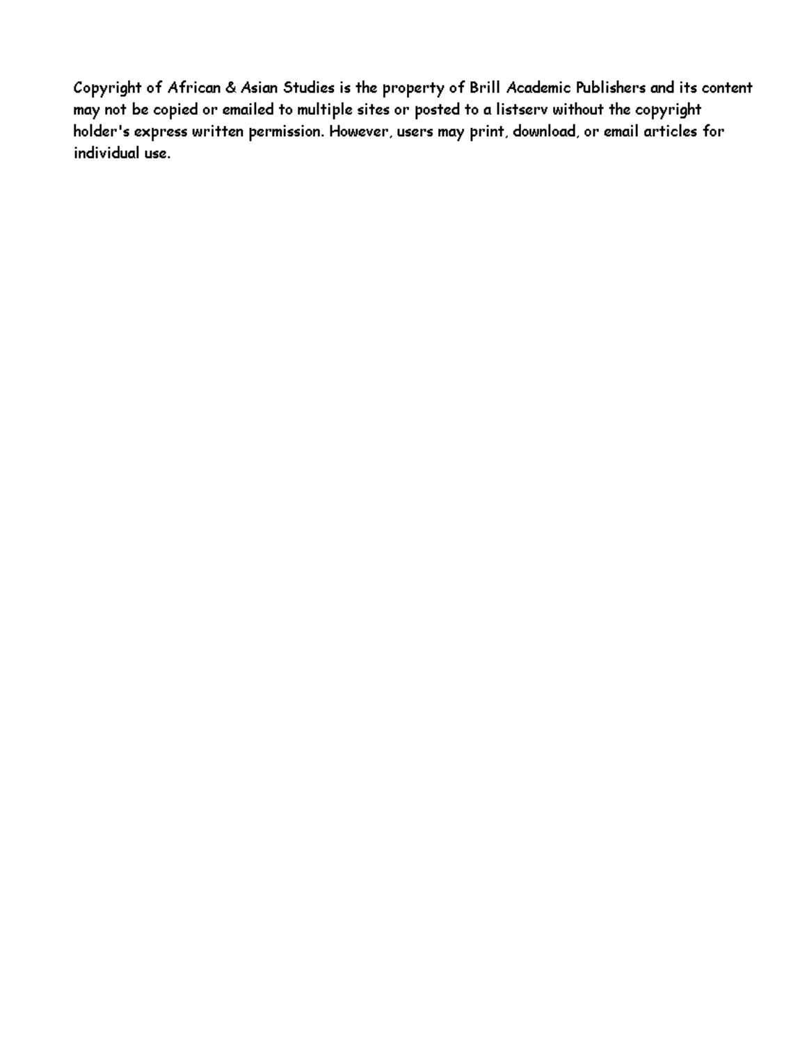Copyright of African & Asian Studies is the property of Brill Academic Publishers and its content may not be copied or emailed to multiple sites or posted to a listserv without the copyright holder's express written permission. However, users may print, download, or email articles for individual use.